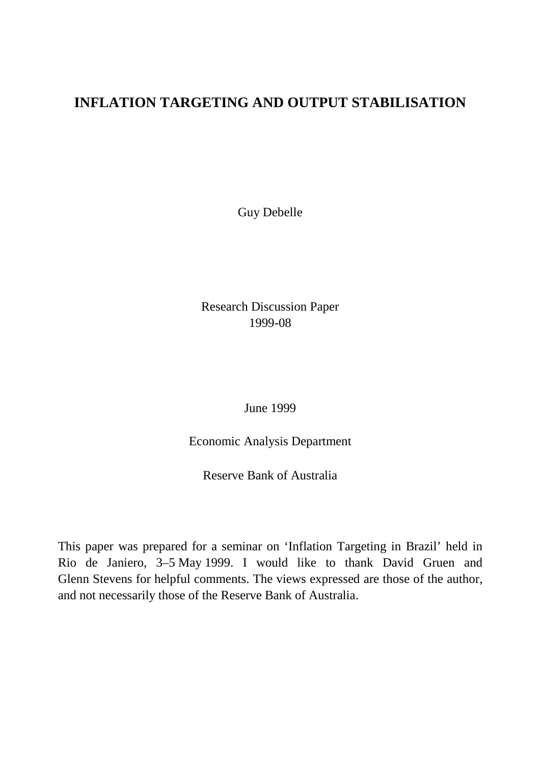# INFLATION TARGETING AND OUTPUT STABILISATION

Guy Debelle

Research Discussion Paper
1999-08

June 1999

Economic Analysis Department

Reserve Bank of Australia

This paper was prepared for a seminar on 'Inflation Targeting in Brazil' held in Rio de Janiero, 3–5 May 1999. I would like to thank David Gruen and Glenn Stevens for helpful comments. The views expressed are those of the author, and not necessarily those of the Reserve Bank of Australia.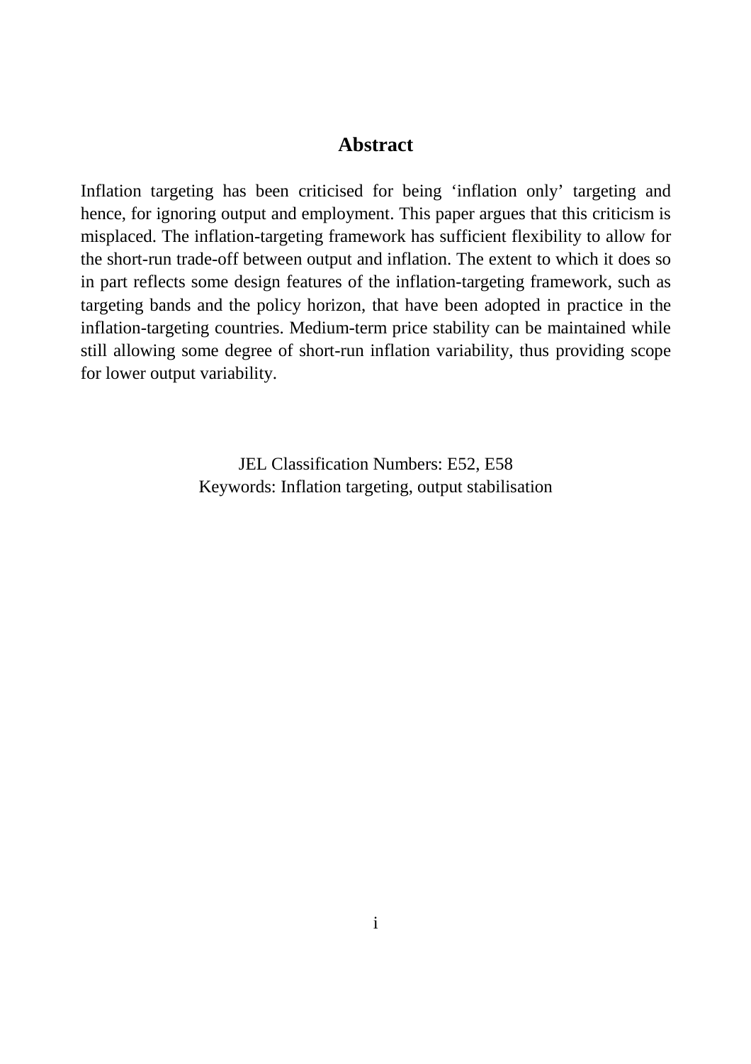## Abstract

Inflation targeting has been criticised for being 'inflation only' targeting and hence, for ignoring output and employment. This paper argues that this criticism is misplaced. The inflation-targeting framework has sufficient flexibility to allow for the short-run trade-off between output and inflation. The extent to which it does so in part reflects some design features of the inflation-targeting framework, such as targeting bands and the policy horizon, that have been adopted in practice in the inflation-targeting countries. Medium-term price stability can be maintained while still allowing some degree of short-run inflation variability, thus providing scope for lower output variability.

JEL Classification Numbers: E52, E58
Keywords: Inflation targeting, output stabilisation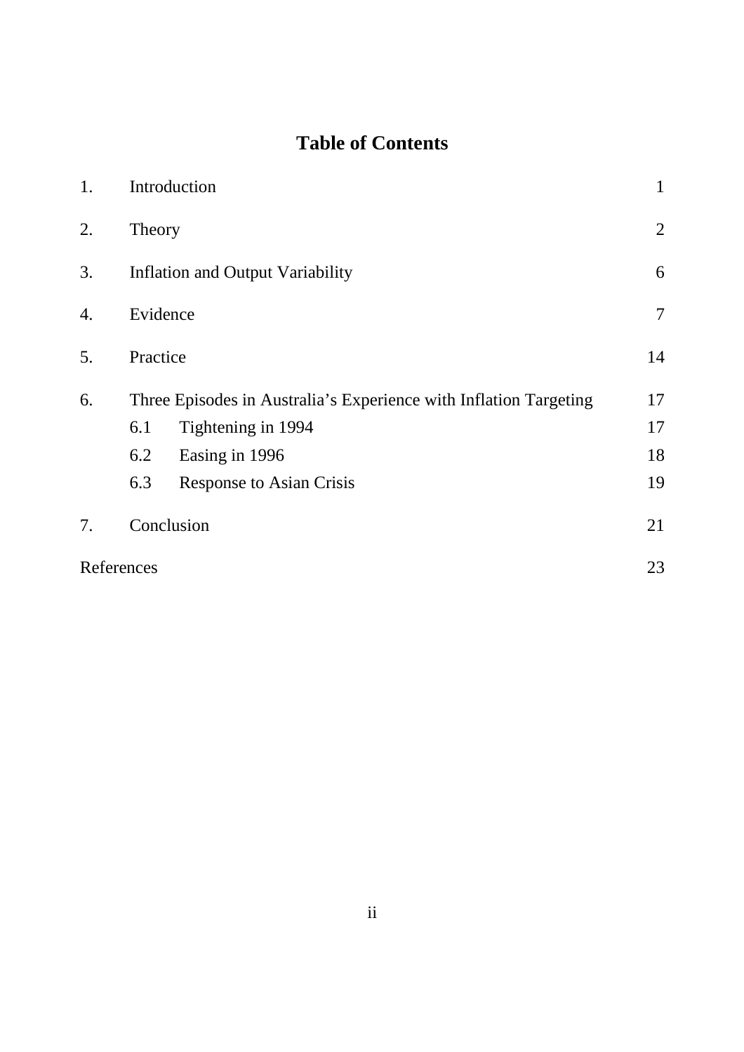# Table of Contents

| | | |
|---|---|---|
| 1. | Introduction | 1 |
| 2. | Theory | 2 |
| 3. | Inflation and Output Variability | 6 |
| 4. | Evidence | 7 |
| 5. | Practice | 14 |
| 6. | Three Episodes in Australia's Experience with Inflation Targeting | 17 |
| | 6.1 Tightening in 1994 | 17 |
| | 6.2 Easing in 1996 | 18 |
| | 6.3 Response to Asian Crisis | 19 |
| 7. | Conclusion | 21 |
| References | | 23 |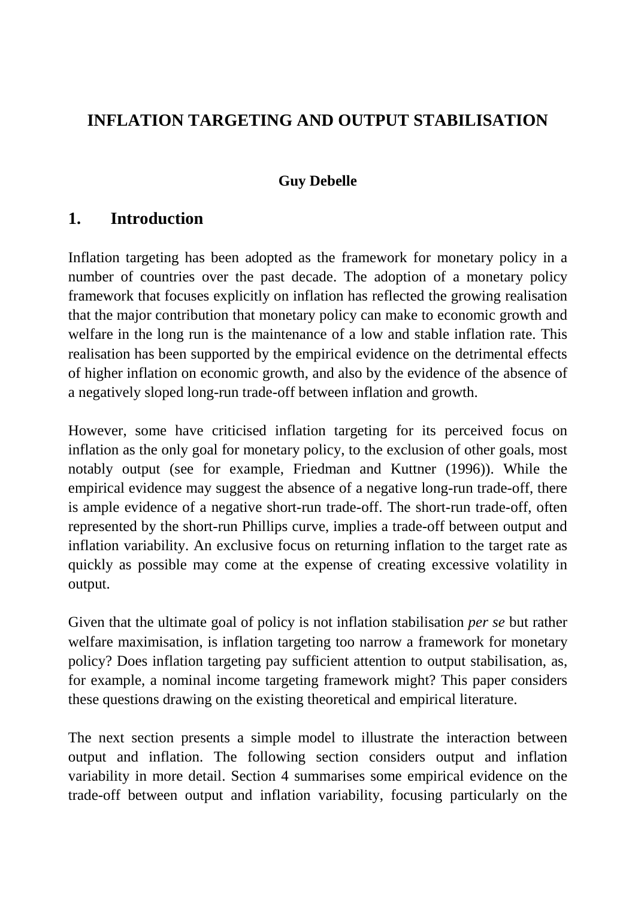# INFLATION TARGETING AND OUTPUT STABILISATION

**Guy Debelle**

## 1. Introduction

Inflation targeting has been adopted as the framework for monetary policy in a number of countries over the past decade. The adoption of a monetary policy framework that focuses explicitly on inflation has reflected the growing realisation that the major contribution that monetary policy can make to economic growth and welfare in the long run is the maintenance of a low and stable inflation rate. This realisation has been supported by the empirical evidence on the detrimental effects of higher inflation on economic growth, and also by the evidence of the absence of a negatively sloped long-run trade-off between inflation and growth.

However, some have criticised inflation targeting for its perceived focus on inflation as the only goal for monetary policy, to the exclusion of other goals, most notably output (see for example, Friedman and Kuttner (1996)). While the empirical evidence may suggest the absence of a negative long-run trade-off, there is ample evidence of a negative short-run trade-off. The short-run trade-off, often represented by the short-run Phillips curve, implies a trade-off between output and inflation variability. An exclusive focus on returning inflation to the target rate as quickly as possible may come at the expense of creating excessive volatility in output.

Given that the ultimate goal of policy is not inflation stabilisation *per se* but rather welfare maximisation, is inflation targeting too narrow a framework for monetary policy? Does inflation targeting pay sufficient attention to output stabilisation, as, for example, a nominal income targeting framework might? This paper considers these questions drawing on the existing theoretical and empirical literature.

The next section presents a simple model to illustrate the interaction between output and inflation. The following section considers output and inflation variability in more detail. Section 4 summarises some empirical evidence on the trade-off between output and inflation variability, focusing particularly on the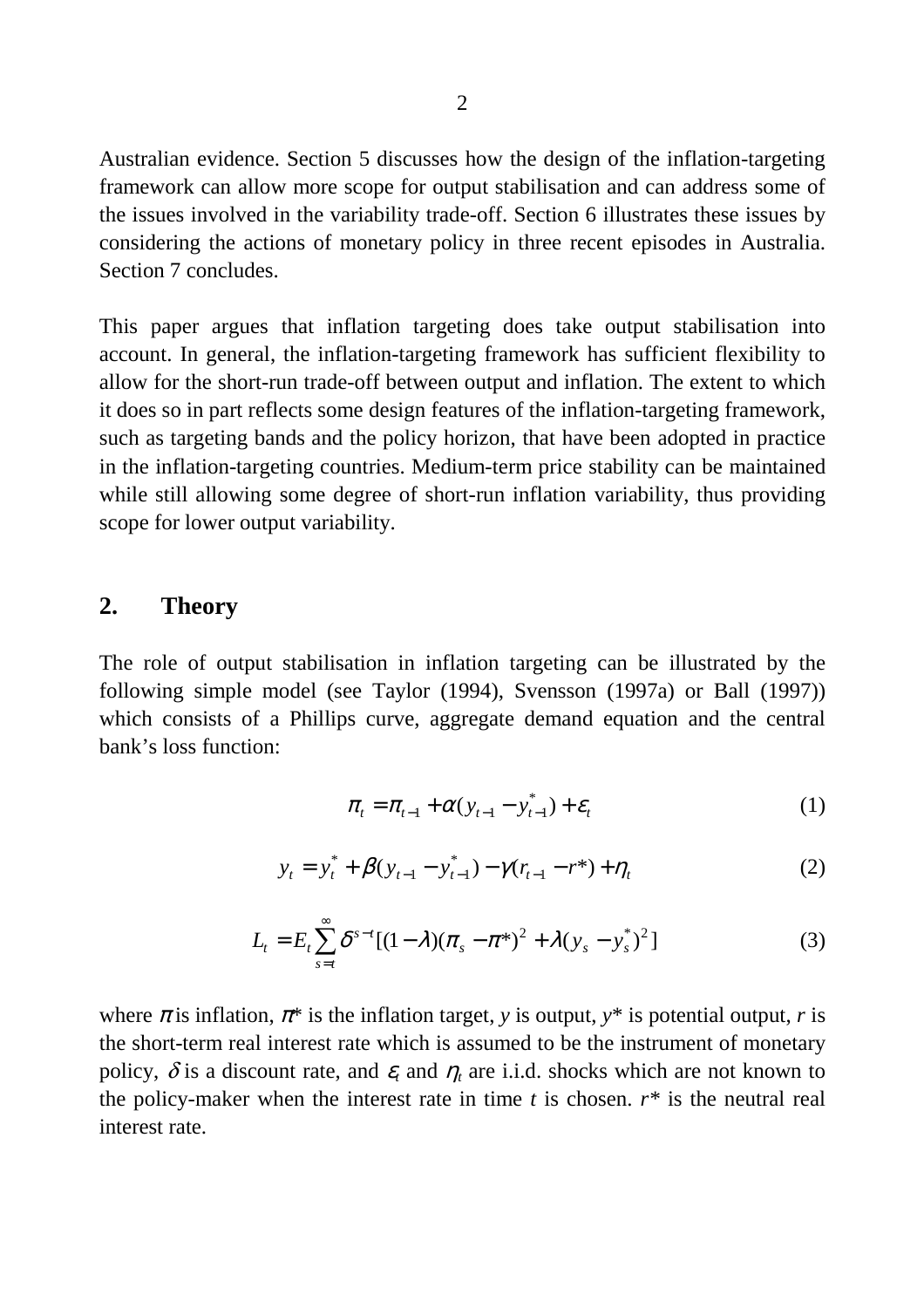Australian evidence. Section 5 discusses how the design of the inflation-targeting framework can allow more scope for output stabilisation and can address some of the issues involved in the variability trade-off. Section 6 illustrates these issues by considering the actions of monetary policy in three recent episodes in Australia. Section 7 concludes.

This paper argues that inflation targeting does take output stabilisation into account. In general, the inflation-targeting framework has sufficient flexibility to allow for the short-run trade-off between output and inflation. The extent to which it does so in part reflects some design features of the inflation-targeting framework, such as targeting bands and the policy horizon, that have been adopted in practice in the inflation-targeting countries. Medium-term price stability can be maintained while still allowing some degree of short-run inflation variability, thus providing scope for lower output variability.

## 2. Theory

The role of output stabilisation in inflation targeting can be illustrated by the following simple model (see Taylor (1994), Svensson (1997a) or Ball (1997)) which consists of a Phillips curve, aggregate demand equation and the central bank's loss function:

$$\pi_t = \pi_{t-1} + \alpha(y_{t-1} - y^*_{t-1}) + \varepsilon_t \tag{1}$$

$$y_t = y^*_t + \beta(y_{t-1} - y^*_{t-1}) - \gamma(r_{t-1} - r^*) + \eta_t \tag{2}$$

$$L_t = E_t \sum_{s=t}^{\infty} \delta^{s-t} [(1-\lambda)(\pi_s - \pi^*)^2 + \lambda(y_s - y^*_s)^2] \tag{3}$$

where $\pi$ is inflation, $\pi^*$ is the inflation target, $y$ is output, $y^*$ is potential output, $r$ is the short-term real interest rate which is assumed to be the instrument of monetary policy, $\delta$ is a discount rate, and $\varepsilon_t$ and $\eta_t$ are i.i.d. shocks which are not known to the policy-maker when the interest rate in time $t$ is chosen. $r^*$ is the neutral real interest rate.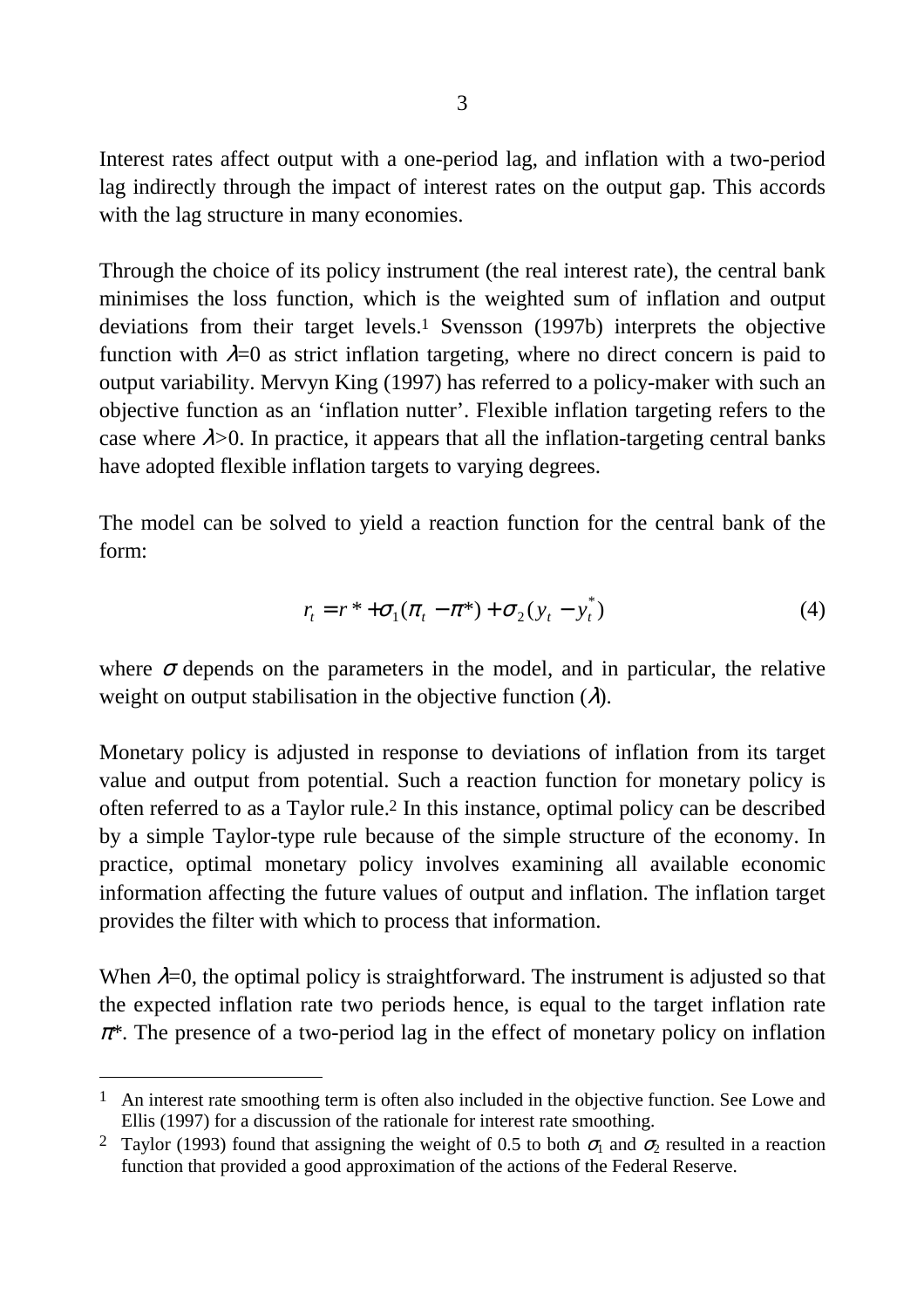Interest rates affect output with a one-period lag, and inflation with a two-period lag indirectly through the impact of interest rates on the output gap. This accords with the lag structure in many economies.

Through the choice of its policy instrument (the real interest rate), the central bank minimises the loss function, which is the weighted sum of inflation and output deviations from their target levels.[1] Svensson (1997b) interprets the objective function with $\lambda$=0 as strict inflation targeting, where no direct concern is paid to output variability. Mervyn King (1997) has referred to a policy-maker with such an objective function as an 'inflation nutter'. Flexible inflation targeting refers to the case where $\lambda$>0. In practice, it appears that all the inflation-targeting central banks have adopted flexible inflation targets to varying degrees.

The model can be solved to yield a reaction function for the central bank of the form:

$$r_t = r^* + \sigma_1(\pi_t - \pi^*) + \sigma_2(y_t - y_t^*) \tag{4}$$

where $\sigma$ depends on the parameters in the model, and in particular, the relative weight on output stabilisation in the objective function ($\lambda$).

Monetary policy is adjusted in response to deviations of inflation from its target value and output from potential. Such a reaction function for monetary policy is often referred to as a Taylor rule.[2] In this instance, optimal policy can be described by a simple Taylor-type rule because of the simple structure of the economy. In practice, optimal monetary policy involves examining all available economic information affecting the future values of output and inflation. The inflation target provides the filter with which to process that information.

When $\lambda$=0, the optimal policy is straightforward. The instrument is adjusted so that the expected inflation rate two periods hence, is equal to the target inflation rate $\pi^*$. The presence of a two-period lag in the effect of monetary policy on inflation

---

[1] An interest rate smoothing term is often also included in the objective function. See Lowe and Ellis (1997) for a discussion of the rationale for interest rate smoothing.

[2] Taylor (1993) found that assigning the weight of 0.5 to both $\sigma_1$ and $\sigma_2$ resulted in a reaction function that provided a good approximation of the actions of the Federal Reserve.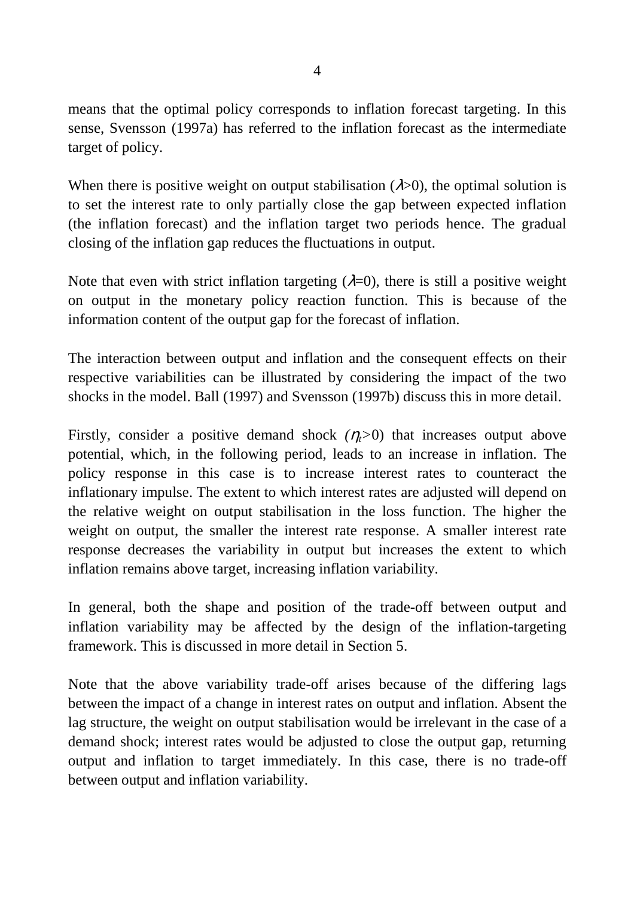means that the optimal policy corresponds to inflation forecast targeting. In this sense, Svensson (1997a) has referred to the inflation forecast as the intermediate target of policy.

When there is positive weight on output stabilisation ($\lambda$>0), the optimal solution is to set the interest rate to only partially close the gap between expected inflation (the inflation forecast) and the inflation target two periods hence. The gradual closing of the inflation gap reduces the fluctuations in output.

Note that even with strict inflation targeting ($\lambda$=0), there is still a positive weight on output in the monetary policy reaction function. This is because of the information content of the output gap for the forecast of inflation.

The interaction between output and inflation and the consequent effects on their respective variabilities can be illustrated by considering the impact of the two shocks in the model. Ball (1997) and Svensson (1997b) discuss this in more detail.

Firstly, consider a positive demand shock ($\eta_t$>0) that increases output above potential, which, in the following period, leads to an increase in inflation. The policy response in this case is to increase interest rates to counteract the inflationary impulse. The extent to which interest rates are adjusted will depend on the relative weight on output stabilisation in the loss function. The higher the weight on output, the smaller the interest rate response. A smaller interest rate response decreases the variability in output but increases the extent to which inflation remains above target, increasing inflation variability.

In general, both the shape and position of the trade-off between output and inflation variability may be affected by the design of the inflation-targeting framework. This is discussed in more detail in Section 5.

Note that the above variability trade-off arises because of the differing lags between the impact of a change in interest rates on output and inflation. Absent the lag structure, the weight on output stabilisation would be irrelevant in the case of a demand shock; interest rates would be adjusted to close the output gap, returning output and inflation to target immediately. In this case, there is no trade-off between output and inflation variability.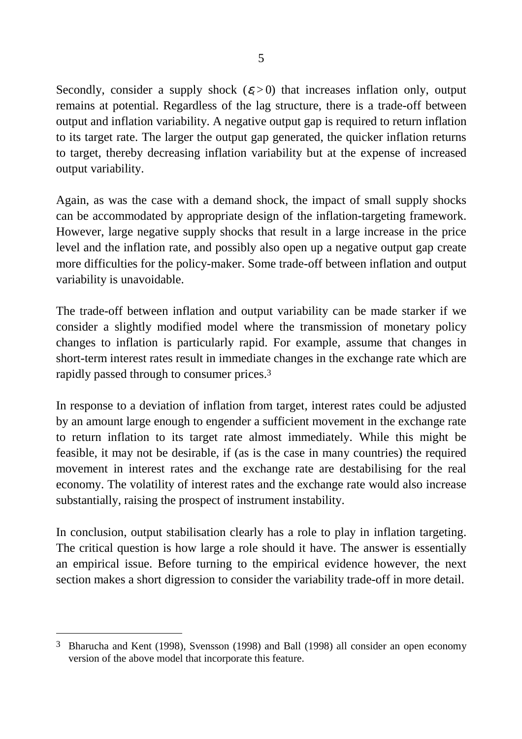Secondly, consider a supply shock ($\varepsilon_t > 0$) that increases inflation only, output remains at potential. Regardless of the lag structure, there is a trade-off between output and inflation variability. A negative output gap is required to return inflation to its target rate. The larger the output gap generated, the quicker inflation returns to target, thereby decreasing inflation variability but at the expense of increased output variability.

Again, as was the case with a demand shock, the impact of small supply shocks can be accommodated by appropriate design of the inflation-targeting framework. However, large negative supply shocks that result in a large increase in the price level and the inflation rate, and possibly also open up a negative output gap create more difficulties for the policy-maker. Some trade-off between inflation and output variability is unavoidable.

The trade-off between inflation and output variability can be made starker if we consider a slightly modified model where the transmission of monetary policy changes to inflation is particularly rapid. For example, assume that changes in short-term interest rates result in immediate changes in the exchange rate which are rapidly passed through to consumer prices.[3]

In response to a deviation of inflation from target, interest rates could be adjusted by an amount large enough to engender a sufficient movement in the exchange rate to return inflation to its target rate almost immediately. While this might be feasible, it may not be desirable, if (as is the case in many countries) the required movement in interest rates and the exchange rate are destabilising for the real economy. The volatility of interest rates and the exchange rate would also increase substantially, raising the prospect of instrument instability.

In conclusion, output stabilisation clearly has a role to play in inflation targeting. The critical question is how large a role should it have. The answer is essentially an empirical issue. Before turning to the empirical evidence however, the next section makes a short digression to consider the variability trade-off in more detail.

---

[3] Bharucha and Kent (1998), Svensson (1998) and Ball (1998) all consider an open economy version of the above model that incorporate this feature.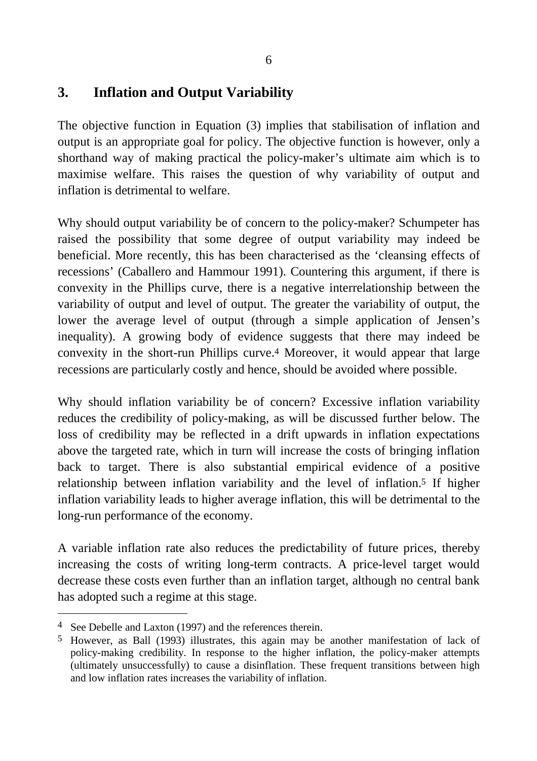## 3. Inflation and Output Variability

The objective function in Equation (3) implies that stabilisation of inflation and output is an appropriate goal for policy. The objective function is however, only a shorthand way of making practical the policy-maker's ultimate aim which is to maximise welfare. This raises the question of why variability of output and inflation is detrimental to welfare.

Why should output variability be of concern to the policy-maker? Schumpeter has raised the possibility that some degree of output variability may indeed be beneficial. More recently, this has been characterised as the 'cleansing effects of recessions' (Caballero and Hammour 1991). Countering this argument, if there is convexity in the Phillips curve, there is a negative interrelationship between the variability of output and level of output. The greater the variability of output, the lower the average level of output (through a simple application of Jensen's inequality). A growing body of evidence suggests that there may indeed be convexity in the short-run Phillips curve.[4] Moreover, it would appear that large recessions are particularly costly and hence, should be avoided where possible.

Why should inflation variability be of concern? Excessive inflation variability reduces the credibility of policy-making, as will be discussed further below. The loss of credibility may be reflected in a drift upwards in inflation expectations above the targeted rate, which in turn will increase the costs of bringing inflation back to target. There is also substantial empirical evidence of a positive relationship between inflation variability and the level of inflation.[5] If higher inflation variability leads to higher average inflation, this will be detrimental to the long-run performance of the economy.

A variable inflation rate also reduces the predictability of future prices, thereby increasing the costs of writing long-term contracts. A price-level target would decrease these costs even further than an inflation target, although no central bank has adopted such a regime at this stage.

---

[4] See Debelle and Laxton (1997) and the references therein.

[5] However, as Ball (1993) illustrates, this again may be another manifestation of lack of policy-making credibility. In response to the higher inflation, the policy-maker attempts (ultimately unsuccessfully) to cause a disinflation. These frequent transitions between high and low inflation rates increases the variability of inflation.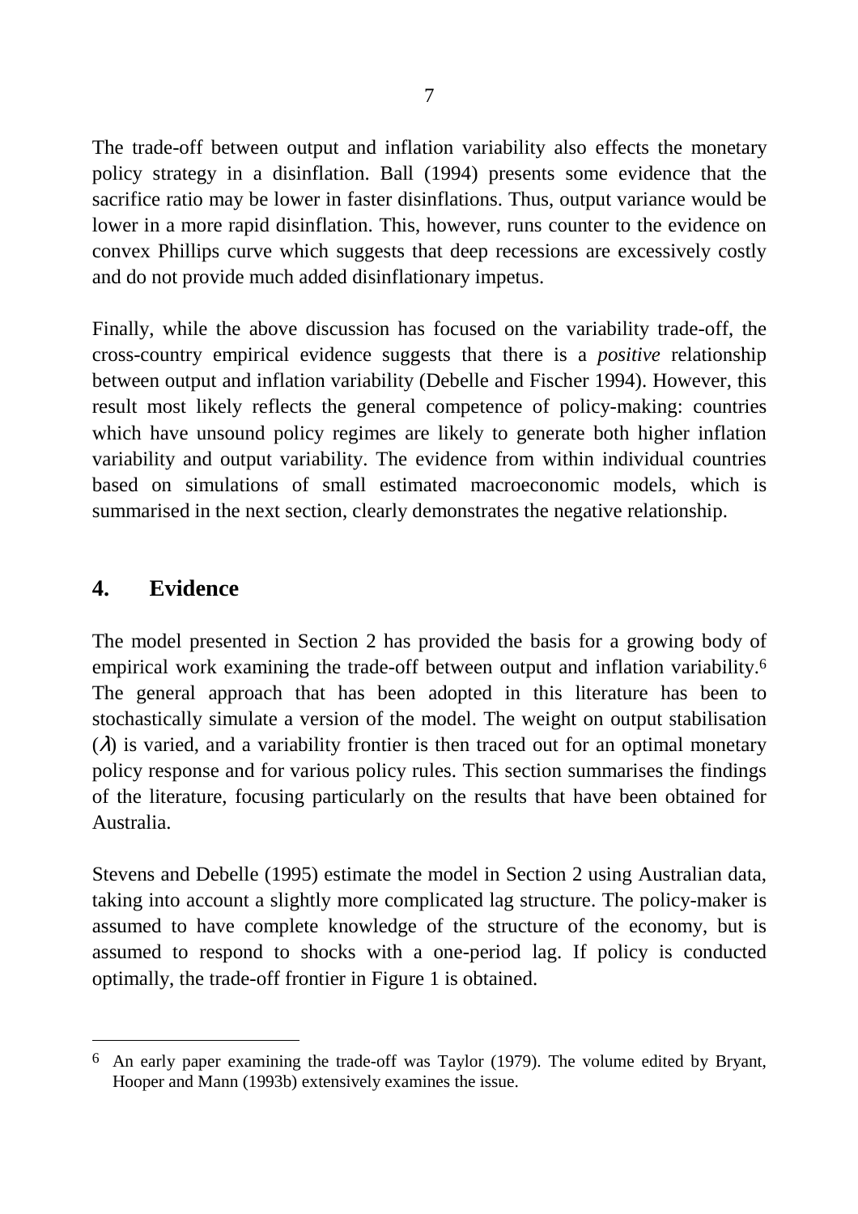The trade-off between output and inflation variability also effects the monetary policy strategy in a disinflation. Ball (1994) presents some evidence that the sacrifice ratio may be lower in faster disinflations. Thus, output variance would be lower in a more rapid disinflation. This, however, runs counter to the evidence on convex Phillips curve which suggests that deep recessions are excessively costly and do not provide much added disinflationary impetus.

Finally, while the above discussion has focused on the variability trade-off, the cross-country empirical evidence suggests that there is a *positive* relationship between output and inflation variability (Debelle and Fischer 1994). However, this result most likely reflects the general competence of policy-making: countries which have unsound policy regimes are likely to generate both higher inflation variability and output variability. The evidence from within individual countries based on simulations of small estimated macroeconomic models, which is summarised in the next section, clearly demonstrates the negative relationship.

## 4. Evidence

The model presented in Section 2 has provided the basis for a growing body of empirical work examining the trade-off between output and inflation variability.[6] The general approach that has been adopted in this literature has been to stochastically simulate a version of the model. The weight on output stabilisation ($\lambda$) is varied, and a variability frontier is then traced out for an optimal monetary policy response and for various policy rules. This section summarises the findings of the literature, focusing particularly on the results that have been obtained for Australia.

Stevens and Debelle (1995) estimate the model in Section 2 using Australian data, taking into account a slightly more complicated lag structure. The policy-maker is assumed to have complete knowledge of the structure of the economy, but is assumed to respond to shocks with a one-period lag. If policy is conducted optimally, the trade-off frontier in Figure 1 is obtained.

---

[6] An early paper examining the trade-off was Taylor (1979). The volume edited by Bryant, Hooper and Mann (1993b) extensively examines the issue.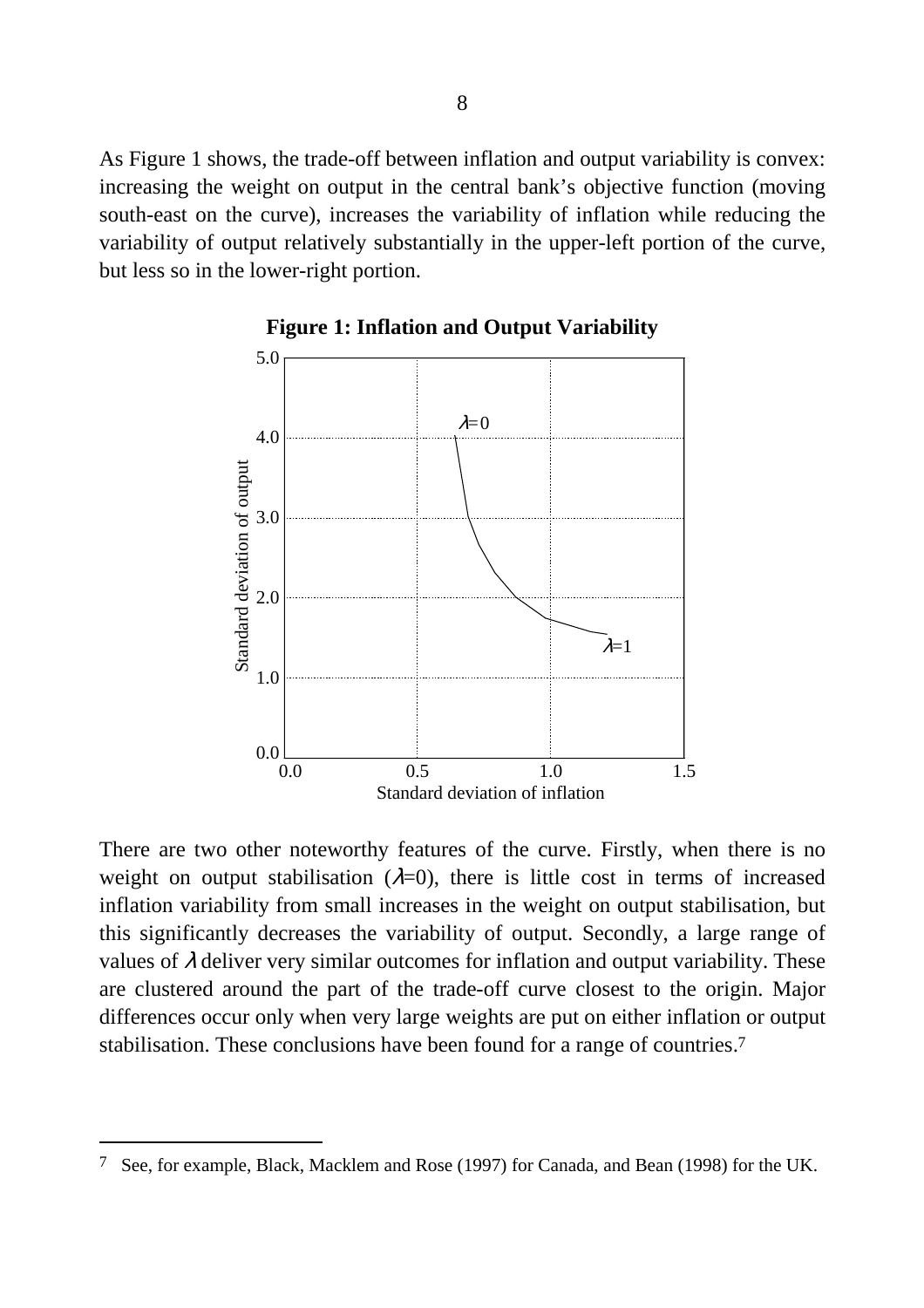As Figure 1 shows, the trade-off between inflation and output variability is convex: increasing the weight on output in the central bank's objective function (moving south-east on the curve), increases the variability of inflation while reducing the variability of output relatively substantially in the upper-left portion of the curve, but less so in the lower-right portion.

**Figure 1: Inflation and Output Variability**

There are two other noteworthy features of the curve. Firstly, when there is no weight on output stabilisation ($\lambda$=0), there is little cost in terms of increased inflation variability from small increases in the weight on output stabilisation, but this significantly decreases the variability of output. Secondly, a large range of values of $\lambda$ deliver very similar outcomes for inflation and output variability. These are clustered around the part of the trade-off curve closest to the origin. Major differences occur only when very large weights are put on either inflation or output stabilisation. These conclusions have been found for a range of countries.[7]

---

[7] See, for example, Black, Macklem and Rose (1997) for Canada, and Bean (1998) for the UK.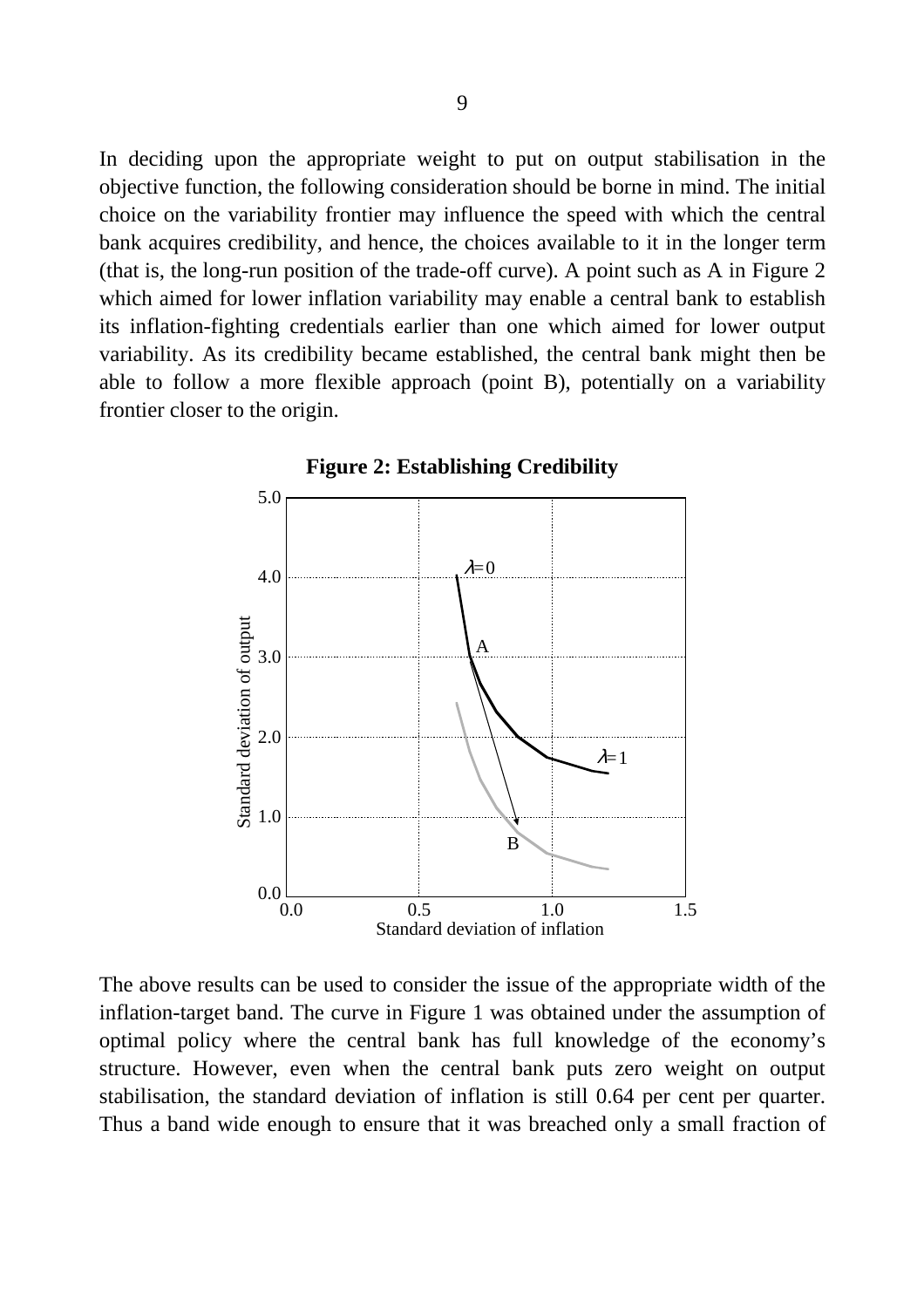In deciding upon the appropriate weight to put on output stabilisation in the objective function, the following consideration should be borne in mind. The initial choice on the variability frontier may influence the speed with which the central bank acquires credibility, and hence, the choices available to it in the longer term (that is, the long-run position of the trade-off curve). A point such as A in Figure 2 which aimed for lower inflation variability may enable a central bank to establish its inflation-fighting credentials earlier than one which aimed for lower output variability. As its credibility became established, the central bank might then be able to follow a more flexible approach (point B), potentially on a variability frontier closer to the origin.

**Figure 2: Establishing Credibility**

The above results can be used to consider the issue of the appropriate width of the inflation-target band. The curve in Figure 1 was obtained under the assumption of optimal policy where the central bank has full knowledge of the economy's structure. However, even when the central bank puts zero weight on output stabilisation, the standard deviation of inflation is still 0.64 per cent per quarter. Thus a band wide enough to ensure that it was breached only a small fraction of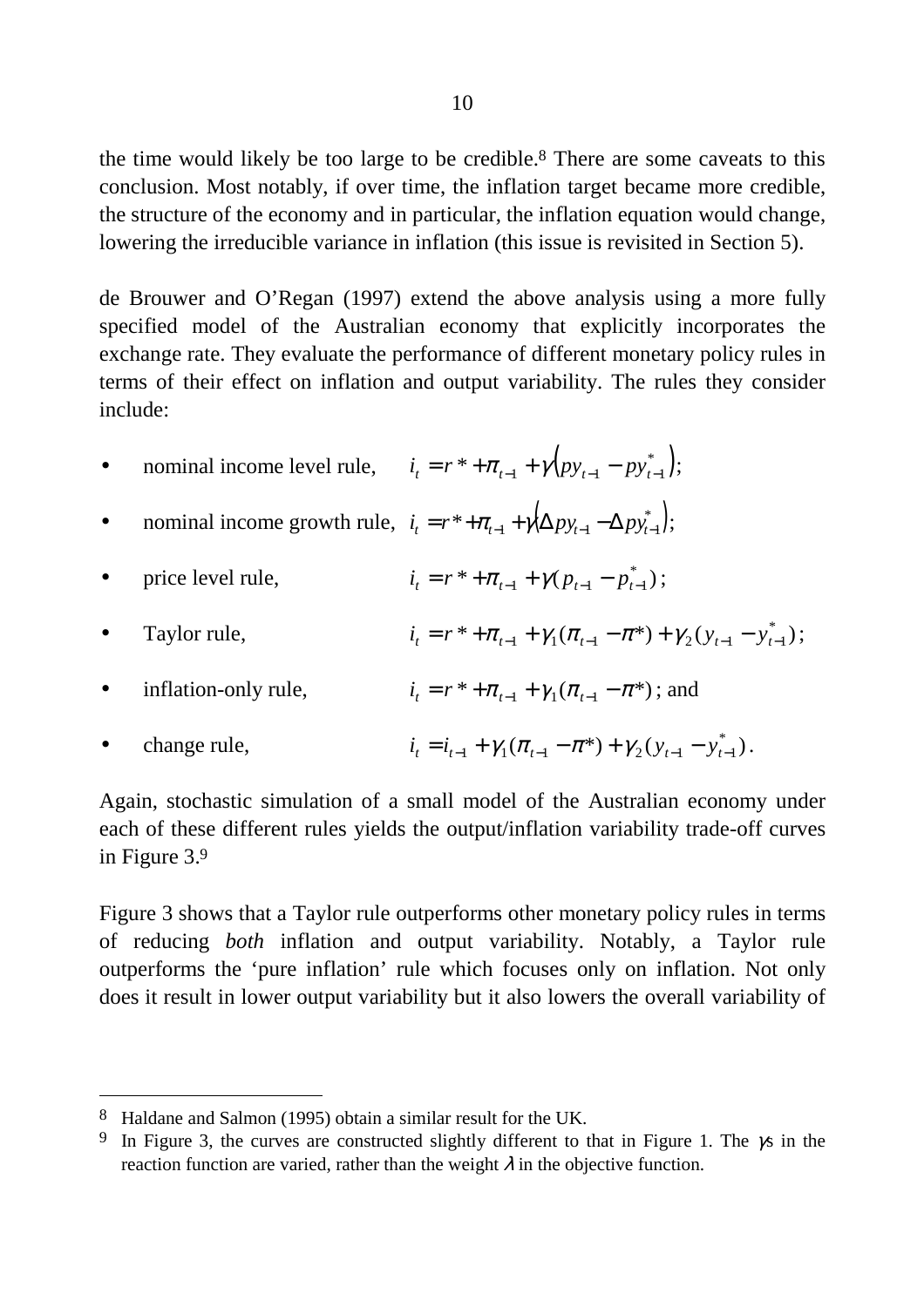the time would likely be too large to be credible.[8] There are some caveats to this conclusion. Most notably, if over time, the inflation target became more credible, the structure of the economy and in particular, the inflation equation would change, lowering the irreducible variance in inflation (this issue is revisited in Section 5).

de Brouwer and O'Regan (1997) extend the above analysis using a more fully specified model of the Australian economy that explicitly incorporates the exchange rate. They evaluate the performance of different monetary policy rules in terms of their effect on inflation and output variability. The rules they consider include:

- nominal income level rule, $i_t = r^* + \pi_{t-1} + \gamma\left(py_{t-1} - py^*_{t-1}\right)$;
- nominal income growth rule, $i_t = r^* + \pi_{t-1} + \gamma\left(\Delta py_{t-1} - \Delta py^*_{t-1}\right)$;
- price level rule, $i_t = r^* + \pi_{t-1} + \gamma(p_{t-1} - p^*_{t-1})$;
- Taylor rule, $i_t = r^* + \pi_{t-1} + \gamma_1(\pi_{t-1} - \pi^*) + \gamma_2(y_{t-1} - y^*_{t-1})$;
- inflation-only rule, $i_t = r^* + \pi_{t-1} + \gamma_1(\pi_{t-1} - \pi^*)$; and
- change rule, $i_t = i_{t-1} + \gamma_1(\pi_{t-1} - \pi^*) + \gamma_2(y_{t-1} - y^*_{t-1})$.

Again, stochastic simulation of a small model of the Australian economy under each of these different rules yields the output/inflation variability trade-off curves in Figure 3.[9]

Figure 3 shows that a Taylor rule outperforms other monetary policy rules in terms of reducing *both* inflation and output variability. Notably, a Taylor rule outperforms the 'pure inflation' rule which focuses only on inflation. Not only does it result in lower output variability but it also lowers the overall variability of

---

[8] Haldane and Salmon (1995) obtain a similar result for the UK.

[9] In Figure 3, the curves are constructed slightly different to that in Figure 1. The $\gamma$s in the reaction function are varied, rather than the weight $\lambda$ in the objective function.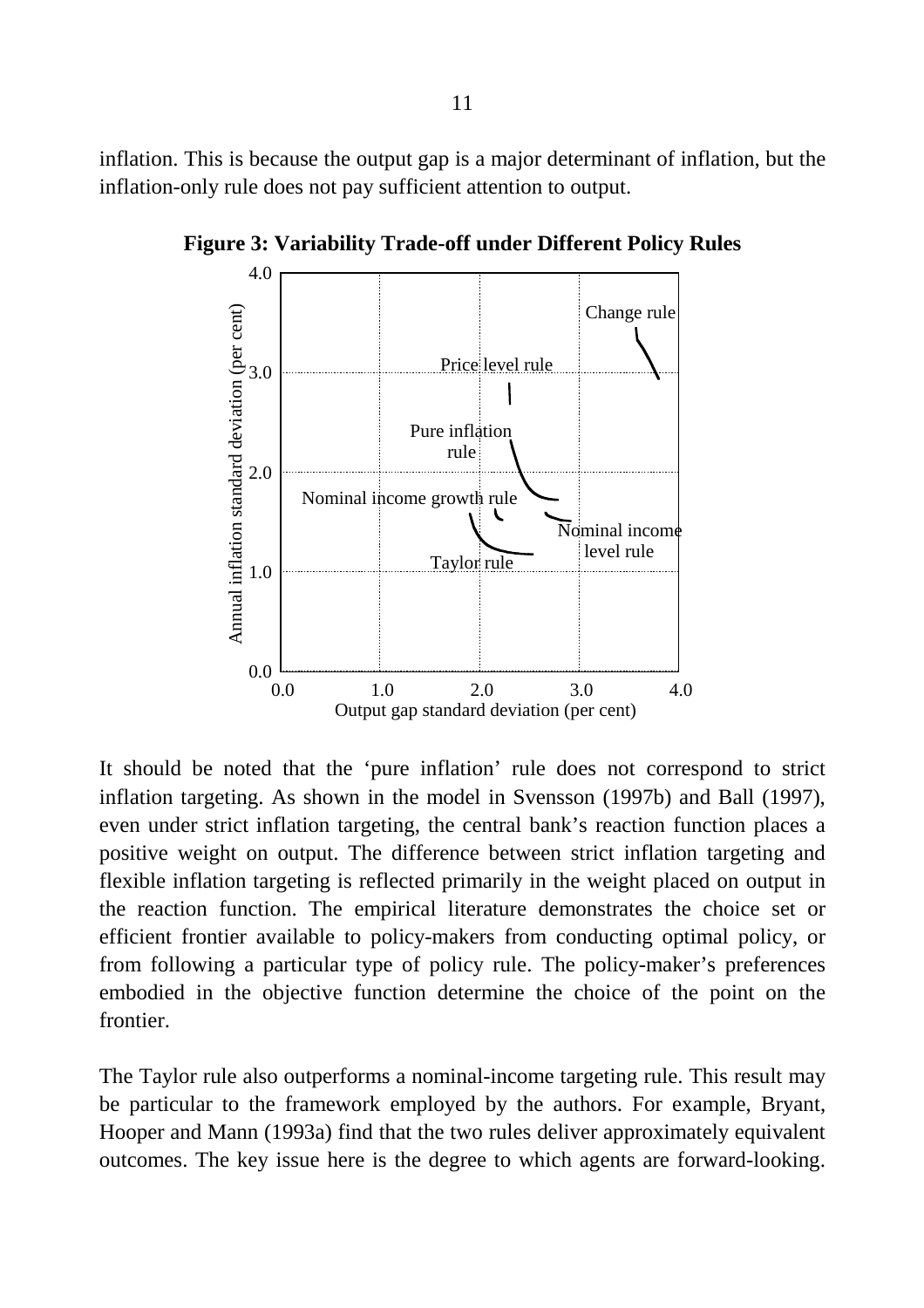inflation. This is because the output gap is a major determinant of inflation, but the inflation-only rule does not pay sufficient attention to output.

**Figure 3: Variability Trade-off under Different Policy Rules**

It should be noted that the 'pure inflation' rule does not correspond to strict inflation targeting. As shown in the model in Svensson (1997b) and Ball (1997), even under strict inflation targeting, the central bank's reaction function places a positive weight on output. The difference between strict inflation targeting and flexible inflation targeting is reflected primarily in the weight placed on output in the reaction function. The empirical literature demonstrates the choice set or efficient frontier available to policy-makers from conducting optimal policy, or from following a particular type of policy rule. The policy-maker's preferences embodied in the objective function determine the choice of the point on the frontier.

The Taylor rule also outperforms a nominal-income targeting rule. This result may be particular to the framework employed by the authors. For example, Bryant, Hooper and Mann (1993a) find that the two rules deliver approximately equivalent outcomes. The key issue here is the degree to which agents are forward-looking.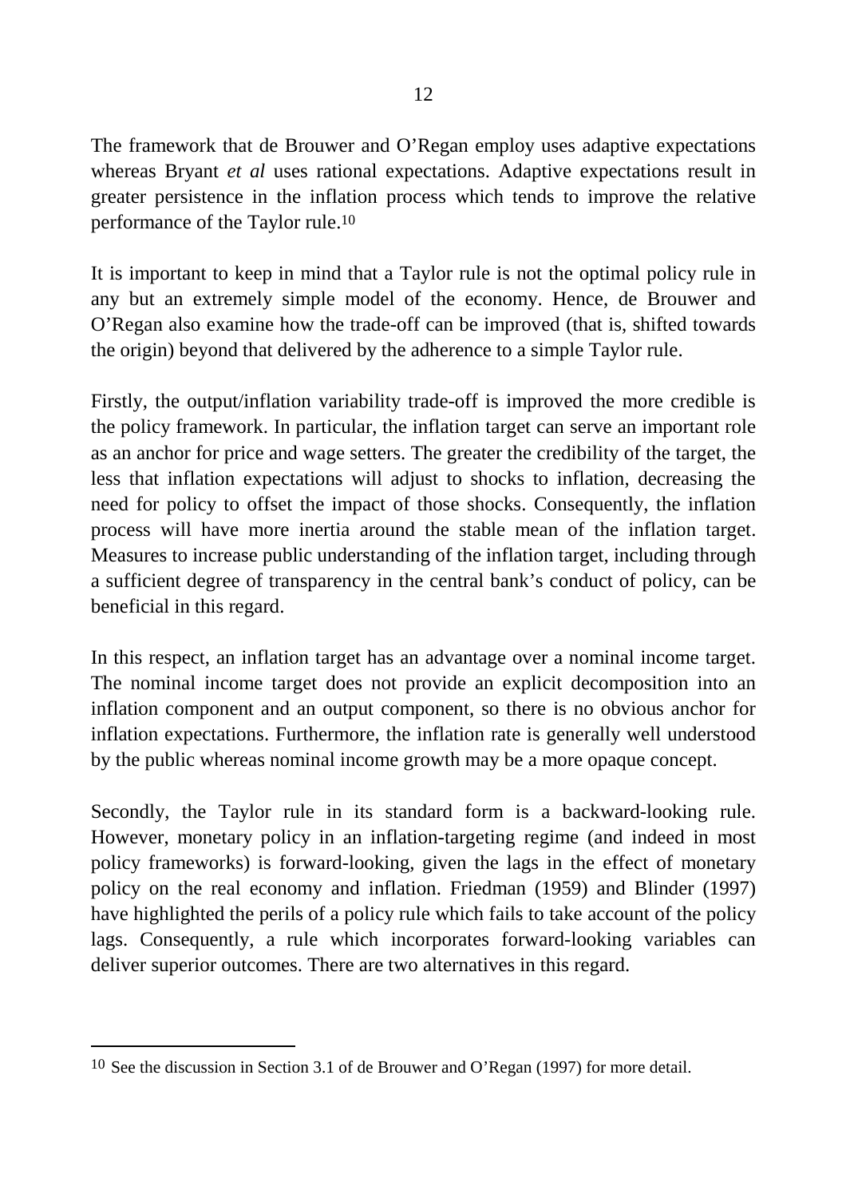The framework that de Brouwer and O'Regan employ uses adaptive expectations whereas Bryant *et al* uses rational expectations. Adaptive expectations result in greater persistence in the inflation process which tends to improve the relative performance of the Taylor rule.[10]

It is important to keep in mind that a Taylor rule is not the optimal policy rule in any but an extremely simple model of the economy. Hence, de Brouwer and O'Regan also examine how the trade-off can be improved (that is, shifted towards the origin) beyond that delivered by the adherence to a simple Taylor rule.

Firstly, the output/inflation variability trade-off is improved the more credible is the policy framework. In particular, the inflation target can serve an important role as an anchor for price and wage setters. The greater the credibility of the target, the less that inflation expectations will adjust to shocks to inflation, decreasing the need for policy to offset the impact of those shocks. Consequently, the inflation process will have more inertia around the stable mean of the inflation target. Measures to increase public understanding of the inflation target, including through a sufficient degree of transparency in the central bank's conduct of policy, can be beneficial in this regard.

In this respect, an inflation target has an advantage over a nominal income target. The nominal income target does not provide an explicit decomposition into an inflation component and an output component, so there is no obvious anchor for inflation expectations. Furthermore, the inflation rate is generally well understood by the public whereas nominal income growth may be a more opaque concept.

Secondly, the Taylor rule in its standard form is a backward-looking rule. However, monetary policy in an inflation-targeting regime (and indeed in most policy frameworks) is forward-looking, given the lags in the effect of monetary policy on the real economy and inflation. Friedman (1959) and Blinder (1997) have highlighted the perils of a policy rule which fails to take account of the policy lags. Consequently, a rule which incorporates forward-looking variables can deliver superior outcomes. There are two alternatives in this regard.

---

[10] See the discussion in Section 3.1 of de Brouwer and O'Regan (1997) for more detail.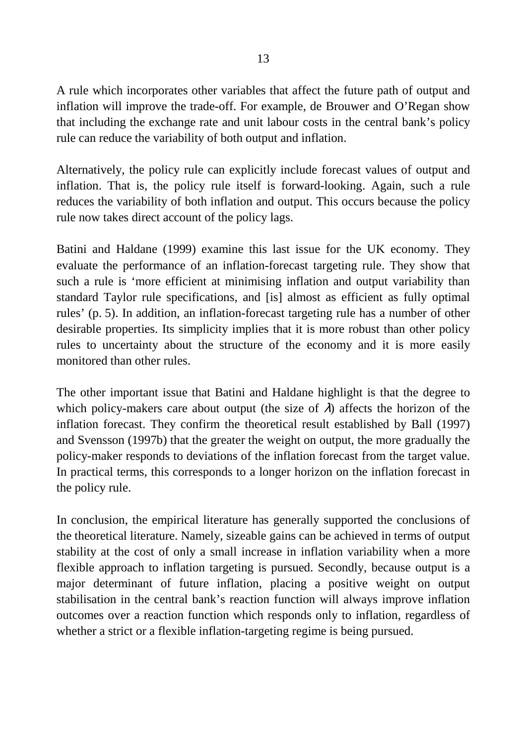A rule which incorporates other variables that affect the future path of output and inflation will improve the trade-off. For example, de Brouwer and O'Regan show that including the exchange rate and unit labour costs in the central bank's policy rule can reduce the variability of both output and inflation.

Alternatively, the policy rule can explicitly include forecast values of output and inflation. That is, the policy rule itself is forward-looking. Again, such a rule reduces the variability of both inflation and output. This occurs because the policy rule now takes direct account of the policy lags.

Batini and Haldane (1999) examine this last issue for the UK economy. They evaluate the performance of an inflation-forecast targeting rule. They show that such a rule is 'more efficient at minimising inflation and output variability than standard Taylor rule specifications, and [is] almost as efficient as fully optimal rules' (p. 5). In addition, an inflation-forecast targeting rule has a number of other desirable properties. Its simplicity implies that it is more robust than other policy rules to uncertainty about the structure of the economy and it is more easily monitored than other rules.

The other important issue that Batini and Haldane highlight is that the degree to which policy-makers care about output (the size of $\lambda$) affects the horizon of the inflation forecast. They confirm the theoretical result established by Ball (1997) and Svensson (1997b) that the greater the weight on output, the more gradually the policy-maker responds to deviations of the inflation forecast from the target value. In practical terms, this corresponds to a longer horizon on the inflation forecast in the policy rule.

In conclusion, the empirical literature has generally supported the conclusions of the theoretical literature. Namely, sizeable gains can be achieved in terms of output stability at the cost of only a small increase in inflation variability when a more flexible approach to inflation targeting is pursued. Secondly, because output is a major determinant of future inflation, placing a positive weight on output stabilisation in the central bank's reaction function will always improve inflation outcomes over a reaction function which responds only to inflation, regardless of whether a strict or a flexible inflation-targeting regime is being pursued.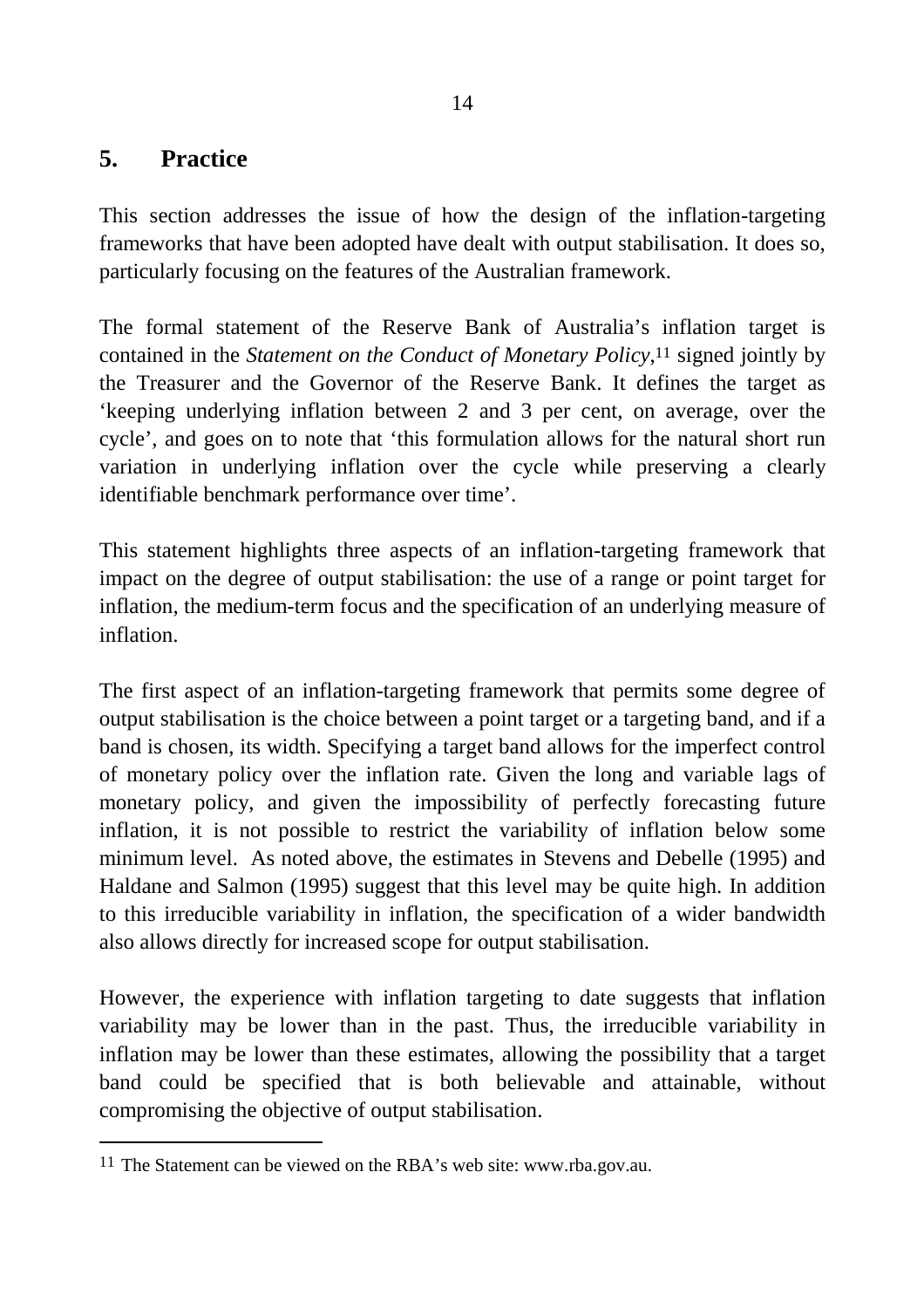## 5. Practice

This section addresses the issue of how the design of the inflation-targeting frameworks that have been adopted have dealt with output stabilisation. It does so, particularly focusing on the features of the Australian framework.

The formal statement of the Reserve Bank of Australia's inflation target is contained in the *Statement on the Conduct of Monetary Policy*,[11] signed jointly by the Treasurer and the Governor of the Reserve Bank. It defines the target as 'keeping underlying inflation between 2 and 3 per cent, on average, over the cycle', and goes on to note that 'this formulation allows for the natural short run variation in underlying inflation over the cycle while preserving a clearly identifiable benchmark performance over time'.

This statement highlights three aspects of an inflation-targeting framework that impact on the degree of output stabilisation: the use of a range or point target for inflation, the medium-term focus and the specification of an underlying measure of inflation.

The first aspect of an inflation-targeting framework that permits some degree of output stabilisation is the choice between a point target or a targeting band, and if a band is chosen, its width. Specifying a target band allows for the imperfect control of monetary policy over the inflation rate. Given the long and variable lags of monetary policy, and given the impossibility of perfectly forecasting future inflation, it is not possible to restrict the variability of inflation below some minimum level. As noted above, the estimates in Stevens and Debelle (1995) and Haldane and Salmon (1995) suggest that this level may be quite high. In addition to this irreducible variability in inflation, the specification of a wider bandwidth also allows directly for increased scope for output stabilisation.

However, the experience with inflation targeting to date suggests that inflation variability may be lower than in the past. Thus, the irreducible variability in inflation may be lower than these estimates, allowing the possibility that a target band could be specified that is both believable and attainable, without compromising the objective of output stabilisation.

[11] The Statement can be viewed on the RBA's web site: www.rba.gov.au.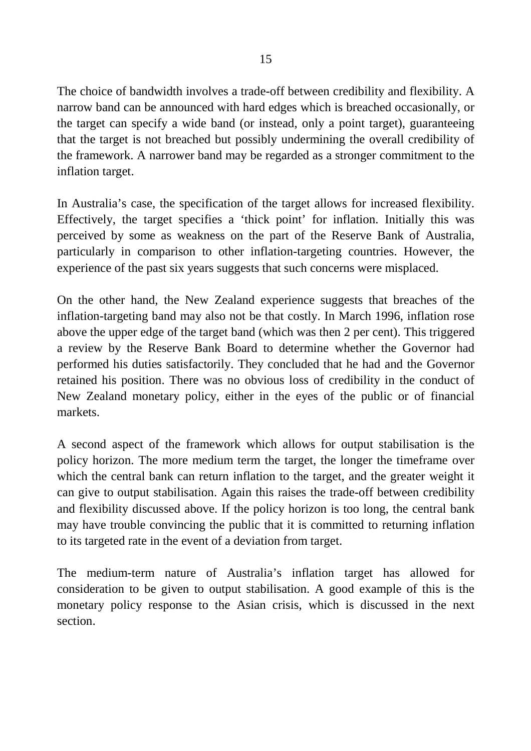The choice of bandwidth involves a trade-off between credibility and flexibility. A narrow band can be announced with hard edges which is breached occasionally, or the target can specify a wide band (or instead, only a point target), guaranteeing that the target is not breached but possibly undermining the overall credibility of the framework. A narrower band may be regarded as a stronger commitment to the inflation target.

In Australia's case, the specification of the target allows for increased flexibility. Effectively, the target specifies a 'thick point' for inflation. Initially this was perceived by some as weakness on the part of the Reserve Bank of Australia, particularly in comparison to other inflation-targeting countries. However, the experience of the past six years suggests that such concerns were misplaced.

On the other hand, the New Zealand experience suggests that breaches of the inflation-targeting band may also not be that costly. In March 1996, inflation rose above the upper edge of the target band (which was then 2 per cent). This triggered a review by the Reserve Bank Board to determine whether the Governor had performed his duties satisfactorily. They concluded that he had and the Governor retained his position. There was no obvious loss of credibility in the conduct of New Zealand monetary policy, either in the eyes of the public or of financial markets.

A second aspect of the framework which allows for output stabilisation is the policy horizon. The more medium term the target, the longer the timeframe over which the central bank can return inflation to the target, and the greater weight it can give to output stabilisation. Again this raises the trade-off between credibility and flexibility discussed above. If the policy horizon is too long, the central bank may have trouble convincing the public that it is committed to returning inflation to its targeted rate in the event of a deviation from target.

The medium-term nature of Australia's inflation target has allowed for consideration to be given to output stabilisation. A good example of this is the monetary policy response to the Asian crisis, which is discussed in the next section.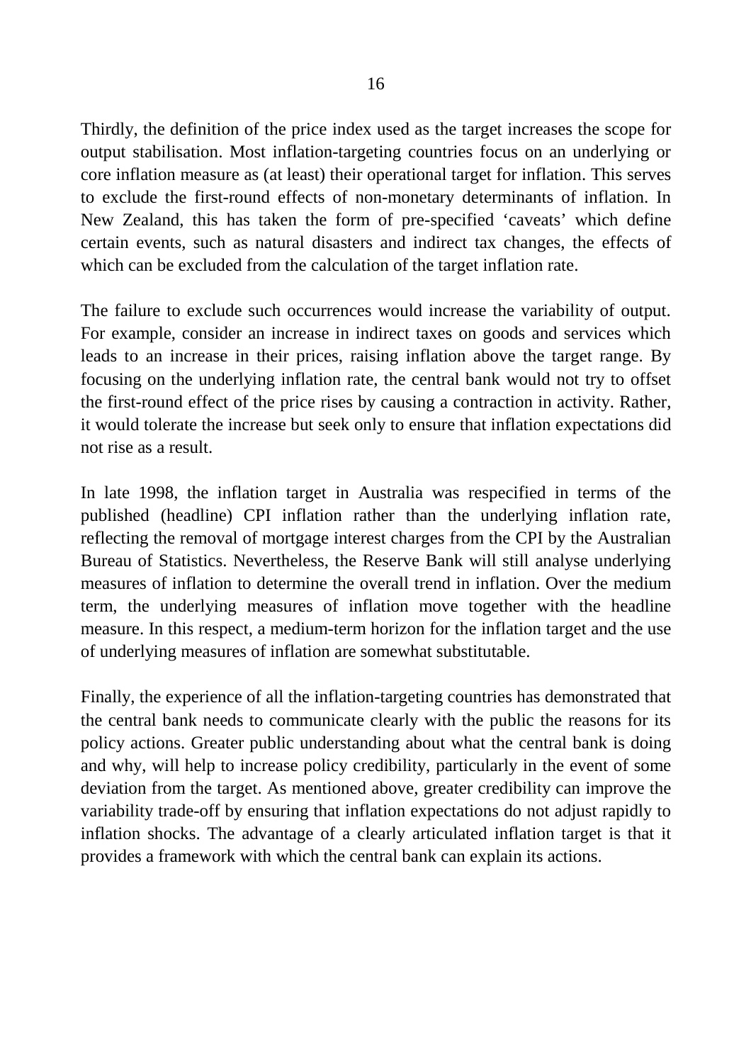Thirdly, the definition of the price index used as the target increases the scope for output stabilisation. Most inflation-targeting countries focus on an underlying or core inflation measure as (at least) their operational target for inflation. This serves to exclude the first-round effects of non-monetary determinants of inflation. In New Zealand, this has taken the form of pre-specified 'caveats' which define certain events, such as natural disasters and indirect tax changes, the effects of which can be excluded from the calculation of the target inflation rate.

The failure to exclude such occurrences would increase the variability of output. For example, consider an increase in indirect taxes on goods and services which leads to an increase in their prices, raising inflation above the target range. By focusing on the underlying inflation rate, the central bank would not try to offset the first-round effect of the price rises by causing a contraction in activity. Rather, it would tolerate the increase but seek only to ensure that inflation expectations did not rise as a result.

In late 1998, the inflation target in Australia was respecified in terms of the published (headline) CPI inflation rather than the underlying inflation rate, reflecting the removal of mortgage interest charges from the CPI by the Australian Bureau of Statistics. Nevertheless, the Reserve Bank will still analyse underlying measures of inflation to determine the overall trend in inflation. Over the medium term, the underlying measures of inflation move together with the headline measure. In this respect, a medium-term horizon for the inflation target and the use of underlying measures of inflation are somewhat substitutable.

Finally, the experience of all the inflation-targeting countries has demonstrated that the central bank needs to communicate clearly with the public the reasons for its policy actions. Greater public understanding about what the central bank is doing and why, will help to increase policy credibility, particularly in the event of some deviation from the target. As mentioned above, greater credibility can improve the variability trade-off by ensuring that inflation expectations do not adjust rapidly to inflation shocks. The advantage of a clearly articulated inflation target is that it provides a framework with which the central bank can explain its actions.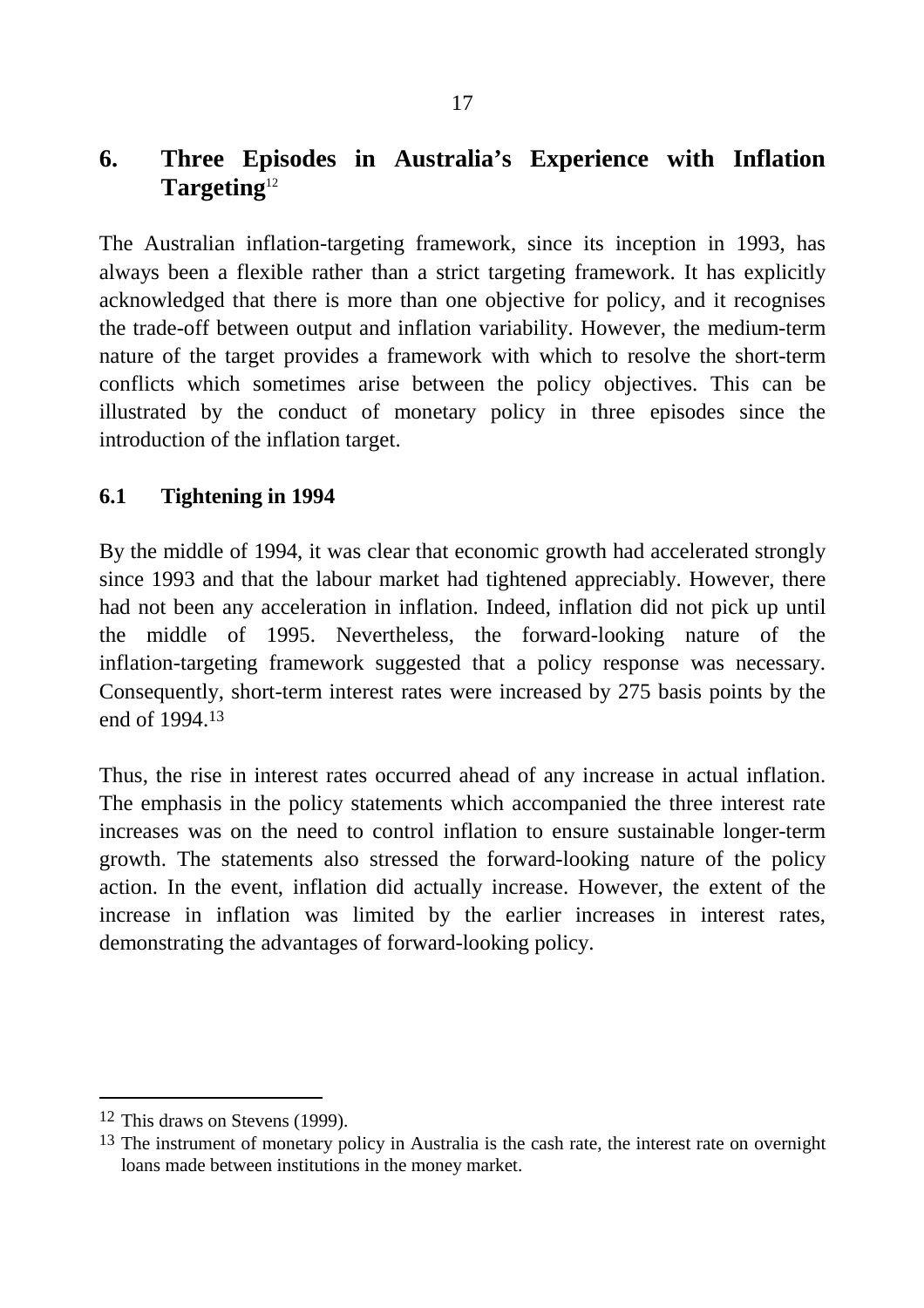## 6. Three Episodes in Australia's Experience with Inflation Targeting[12]

The Australian inflation-targeting framework, since its inception in 1993, has always been a flexible rather than a strict targeting framework. It has explicitly acknowledged that there is more than one objective for policy, and it recognises the trade-off between output and inflation variability. However, the medium-term nature of the target provides a framework with which to resolve the short-term conflicts which sometimes arise between the policy objectives. This can be illustrated by the conduct of monetary policy in three episodes since the introduction of the inflation target.

### 6.1 Tightening in 1994

By the middle of 1994, it was clear that economic growth had accelerated strongly since 1993 and that the labour market had tightened appreciably. However, there had not been any acceleration in inflation. Indeed, inflation did not pick up until the middle of 1995. Nevertheless, the forward-looking nature of the inflation-targeting framework suggested that a policy response was necessary. Consequently, short-term interest rates were increased by 275 basis points by the end of 1994.[13]

Thus, the rise in interest rates occurred ahead of any increase in actual inflation. The emphasis in the policy statements which accompanied the three interest rate increases was on the need to control inflation to ensure sustainable longer-term growth. The statements also stressed the forward-looking nature of the policy action. In the event, inflation did actually increase. However, the extent of the increase in inflation was limited by the earlier increases in interest rates, demonstrating the advantages of forward-looking policy.

---

[12] This draws on Stevens (1999).

[13] The instrument of monetary policy in Australia is the cash rate, the interest rate on overnight loans made between institutions in the money market.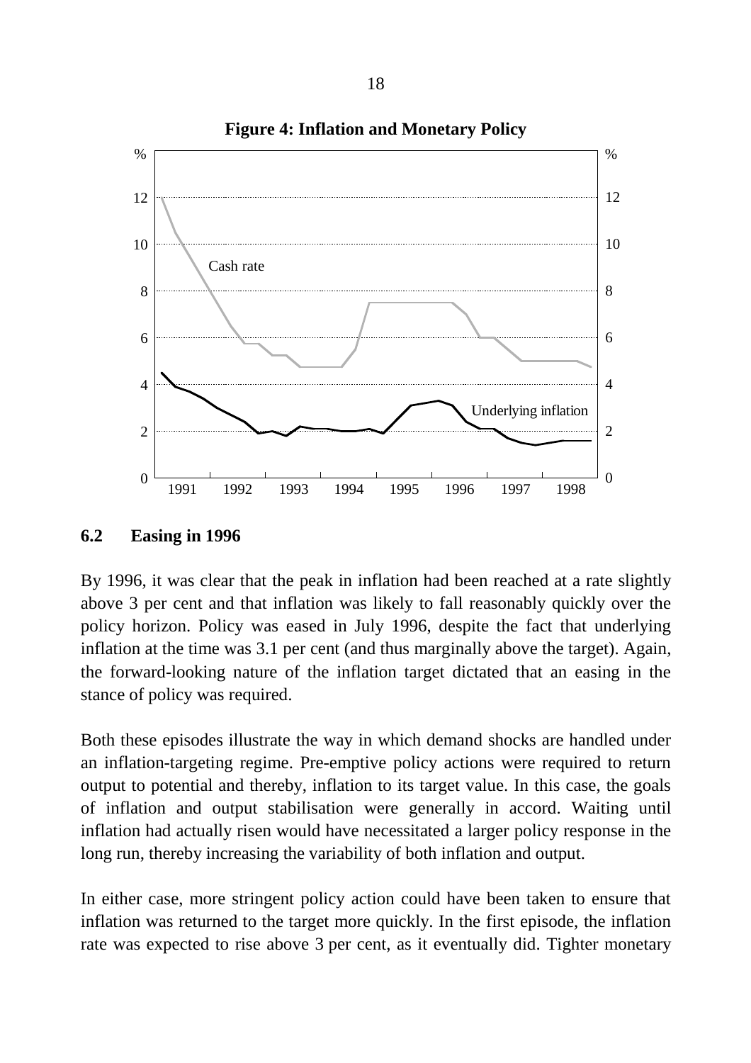**Figure 4: Inflation and Monetary Policy**

### 6.2 Easing in 1996

By 1996, it was clear that the peak in inflation had been reached at a rate slightly above 3 per cent and that inflation was likely to fall reasonably quickly over the policy horizon. Policy was eased in July 1996, despite the fact that underlying inflation at the time was 3.1 per cent (and thus marginally above the target). Again, the forward-looking nature of the inflation target dictated that an easing in the stance of policy was required.

Both these episodes illustrate the way in which demand shocks are handled under an inflation-targeting regime. Pre-emptive policy actions were required to return output to potential and thereby, inflation to its target value. In this case, the goals of inflation and output stabilisation were generally in accord. Waiting until inflation had actually risen would have necessitated a larger policy response in the long run, thereby increasing the variability of both inflation and output.

In either case, more stringent policy action could have been taken to ensure that inflation was returned to the target more quickly. In the first episode, the inflation rate was expected to rise above 3 per cent, as it eventually did. Tighter monetary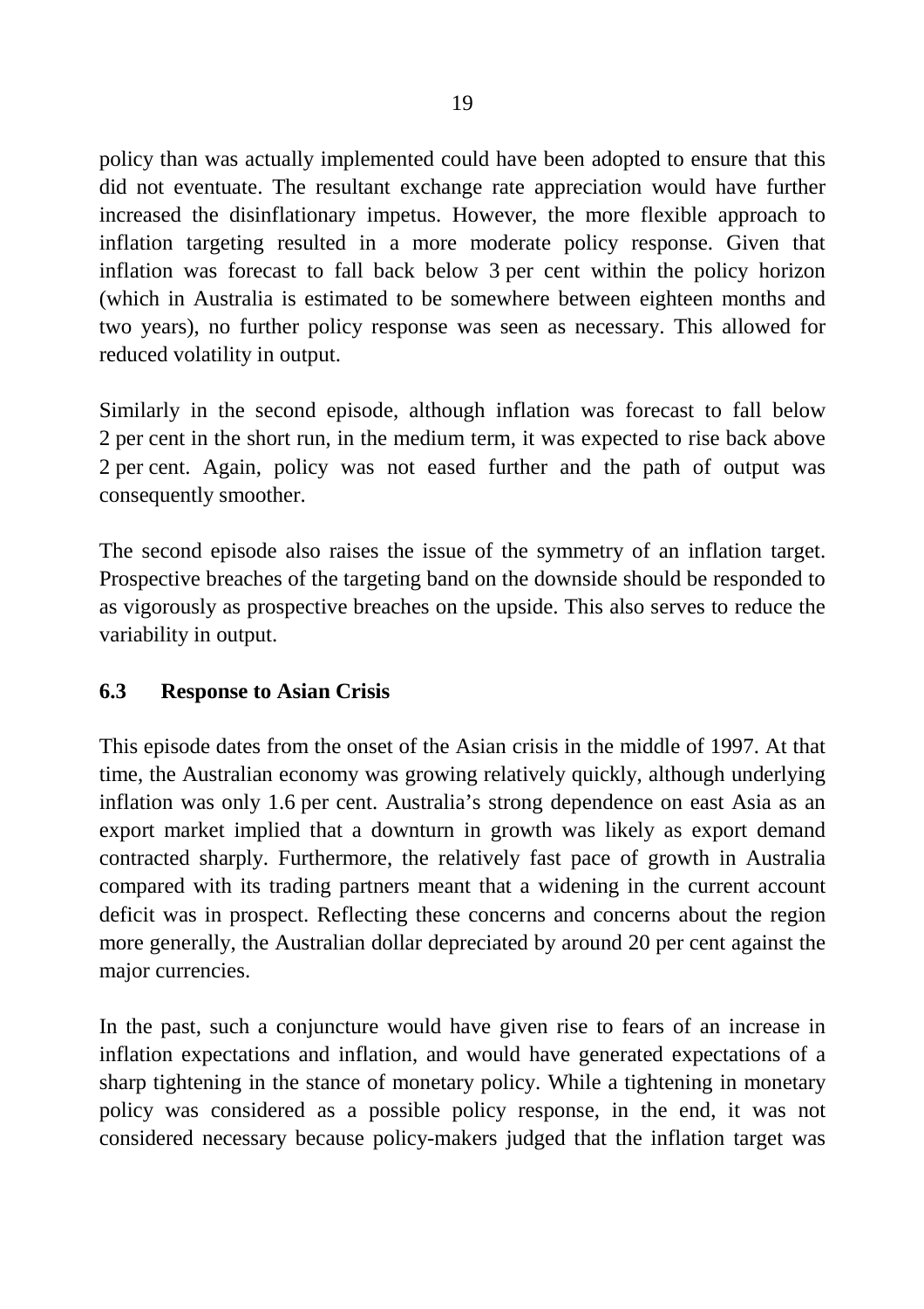policy than was actually implemented could have been adopted to ensure that this did not eventuate. The resultant exchange rate appreciation would have further increased the disinflationary impetus. However, the more flexible approach to inflation targeting resulted in a more moderate policy response. Given that inflation was forecast to fall back below 3 per cent within the policy horizon (which in Australia is estimated to be somewhere between eighteen months and two years), no further policy response was seen as necessary. This allowed for reduced volatility in output.

Similarly in the second episode, although inflation was forecast to fall below 2 per cent in the short run, in the medium term, it was expected to rise back above 2 per cent. Again, policy was not eased further and the path of output was consequently smoother.

The second episode also raises the issue of the symmetry of an inflation target. Prospective breaches of the targeting band on the downside should be responded to as vigorously as prospective breaches on the upside. This also serves to reduce the variability in output.

### 6.3 Response to Asian Crisis

This episode dates from the onset of the Asian crisis in the middle of 1997. At that time, the Australian economy was growing relatively quickly, although underlying inflation was only 1.6 per cent. Australia's strong dependence on east Asia as an export market implied that a downturn in growth was likely as export demand contracted sharply. Furthermore, the relatively fast pace of growth in Australia compared with its trading partners meant that a widening in the current account deficit was in prospect. Reflecting these concerns and concerns about the region more generally, the Australian dollar depreciated by around 20 per cent against the major currencies.

In the past, such a conjuncture would have given rise to fears of an increase in inflation expectations and inflation, and would have generated expectations of a sharp tightening in the stance of monetary policy. While a tightening in monetary policy was considered as a possible policy response, in the end, it was not considered necessary because policy-makers judged that the inflation target was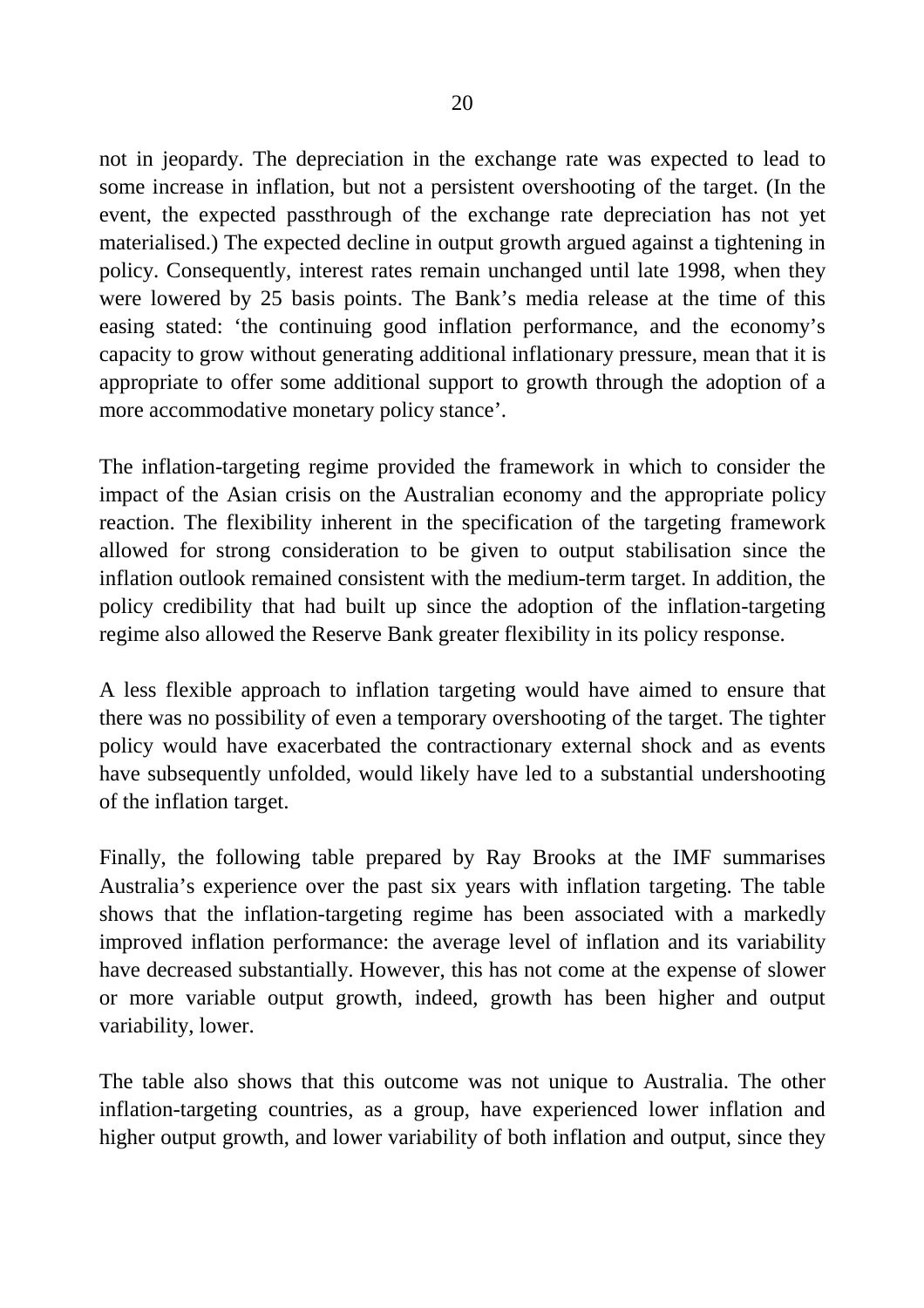not in jeopardy. The depreciation in the exchange rate was expected to lead to some increase in inflation, but not a persistent overshooting of the target. (In the event, the expected passthrough of the exchange rate depreciation has not yet materialised.) The expected decline in output growth argued against a tightening in policy. Consequently, interest rates remain unchanged until late 1998, when they were lowered by 25 basis points. The Bank's media release at the time of this easing stated: 'the continuing good inflation performance, and the economy's capacity to grow without generating additional inflationary pressure, mean that it is appropriate to offer some additional support to growth through the adoption of a more accommodative monetary policy stance'.

The inflation-targeting regime provided the framework in which to consider the impact of the Asian crisis on the Australian economy and the appropriate policy reaction. The flexibility inherent in the specification of the targeting framework allowed for strong consideration to be given to output stabilisation since the inflation outlook remained consistent with the medium-term target. In addition, the policy credibility that had built up since the adoption of the inflation-targeting regime also allowed the Reserve Bank greater flexibility in its policy response.

A less flexible approach to inflation targeting would have aimed to ensure that there was no possibility of even a temporary overshooting of the target. The tighter policy would have exacerbated the contractionary external shock and as events have subsequently unfolded, would likely have led to a substantial undershooting of the inflation target.

Finally, the following table prepared by Ray Brooks at the IMF summarises Australia's experience over the past six years with inflation targeting. The table shows that the inflation-targeting regime has been associated with a markedly improved inflation performance: the average level of inflation and its variability have decreased substantially. However, this has not come at the expense of slower or more variable output growth, indeed, growth has been higher and output variability, lower.

The table also shows that this outcome was not unique to Australia. The other inflation-targeting countries, as a group, have experienced lower inflation and higher output growth, and lower variability of both inflation and output, since they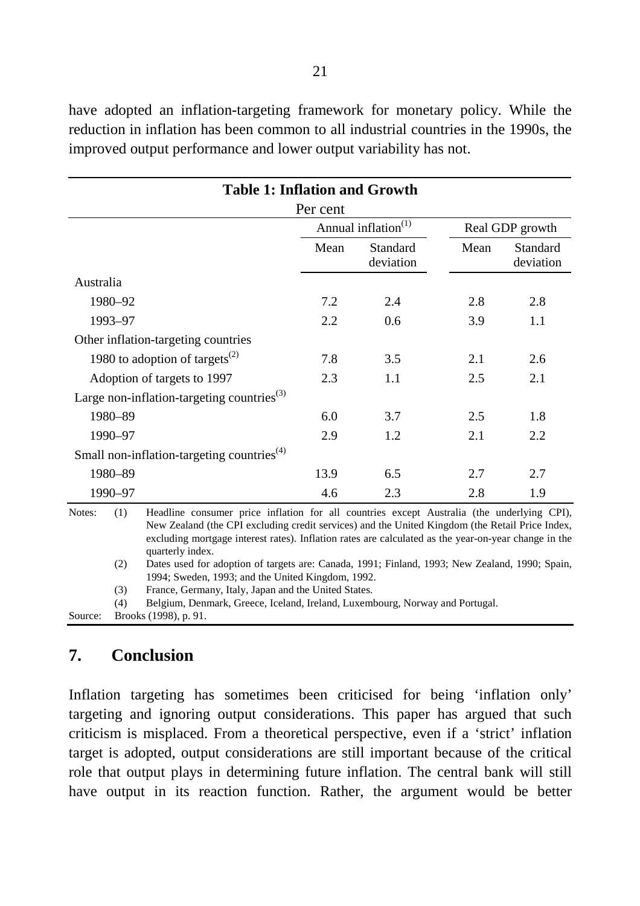have adopted an inflation-targeting framework for monetary policy. While the reduction in inflation has been common to all industrial countries in the 1990s, the improved output performance and lower output variability has not.

**Table 1: Inflation and Growth**

Per cent

| | Annual inflation[(1)] | | Real GDP growth | |
|---|---|---|---|---|
| | Mean | Standard deviation | Mean | Standard deviation |
| Australia | | | | |
| 1980–92 | 7.2 | 2.4 | 2.8 | 2.8 |
| 1993–97 | 2.2 | 0.6 | 3.9 | 1.1 |
| Other inflation-targeting countries | | | | |
| 1980 to adoption of targets[(2)] | 7.8 | 3.5 | 2.1 | 2.6 |
| Adoption of targets to 1997 | 2.3 | 1.1 | 2.5 | 2.1 |
| Large non-inflation-targeting countries[(3)] | | | | |
| 1980–89 | 6.0 | 3.7 | 2.5 | 1.8 |
| 1990–97 | 2.9 | 1.2 | 2.1 | 2.2 |
| Small non-inflation-targeting countries[(4)] | | | | |
| 1980–89 | 13.9 | 6.5 | 2.7 | 2.7 |
| 1990–97 | 4.6 | 2.3 | 2.8 | 1.9 |

Notes: (1) Headline consumer price inflation for all countries except Australia (the underlying CPI), New Zealand (the CPI excluding credit services) and the United Kingdom (the Retail Price Index, excluding mortgage interest rates). Inflation rates are calculated as the year-on-year change in the quarterly index.

(2) Dates used for adoption of targets are: Canada, 1991; Finland, 1993; New Zealand, 1990; Spain, 1994; Sweden, 1993; and the United Kingdom, 1992.

(3) France, Germany, Italy, Japan and the United States.

(4) Belgium, Denmark, Greece, Iceland, Ireland, Luxembourg, Norway and Portugal.

Source: Brooks (1998), p. 91.

## 7. Conclusion

Inflation targeting has sometimes been criticised for being 'inflation only' targeting and ignoring output considerations. This paper has argued that such criticism is misplaced. From a theoretical perspective, even if a 'strict' inflation target is adopted, output considerations are still important because of the critical role that output plays in determining future inflation. The central bank will still have output in its reaction function. Rather, the argument would be better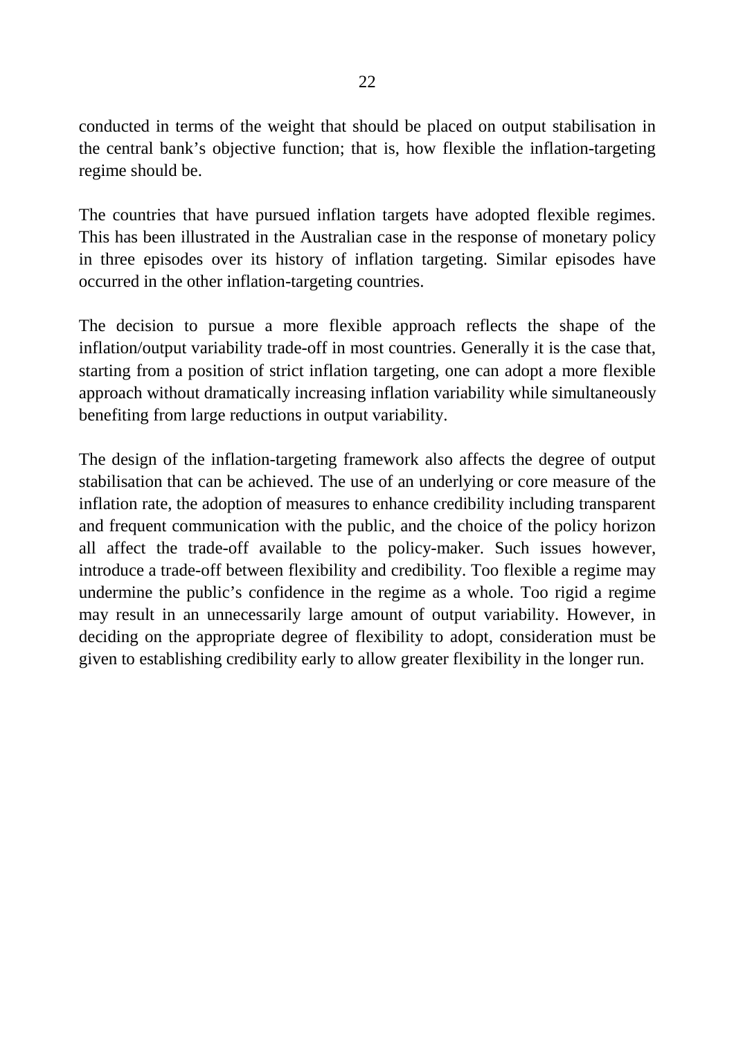conducted in terms of the weight that should be placed on output stabilisation in the central bank's objective function; that is, how flexible the inflation-targeting regime should be.

The countries that have pursued inflation targets have adopted flexible regimes. This has been illustrated in the Australian case in the response of monetary policy in three episodes over its history of inflation targeting. Similar episodes have occurred in the other inflation-targeting countries.

The decision to pursue a more flexible approach reflects the shape of the inflation/output variability trade-off in most countries. Generally it is the case that, starting from a position of strict inflation targeting, one can adopt a more flexible approach without dramatically increasing inflation variability while simultaneously benefiting from large reductions in output variability.

The design of the inflation-targeting framework also affects the degree of output stabilisation that can be achieved. The use of an underlying or core measure of the inflation rate, the adoption of measures to enhance credibility including transparent and frequent communication with the public, and the choice of the policy horizon all affect the trade-off available to the policy-maker. Such issues however, introduce a trade-off between flexibility and credibility. Too flexible a regime may undermine the public's confidence in the regime as a whole. Too rigid a regime may result in an unnecessarily large amount of output variability. However, in deciding on the appropriate degree of flexibility to adopt, consideration must be given to establishing credibility early to allow greater flexibility in the longer run.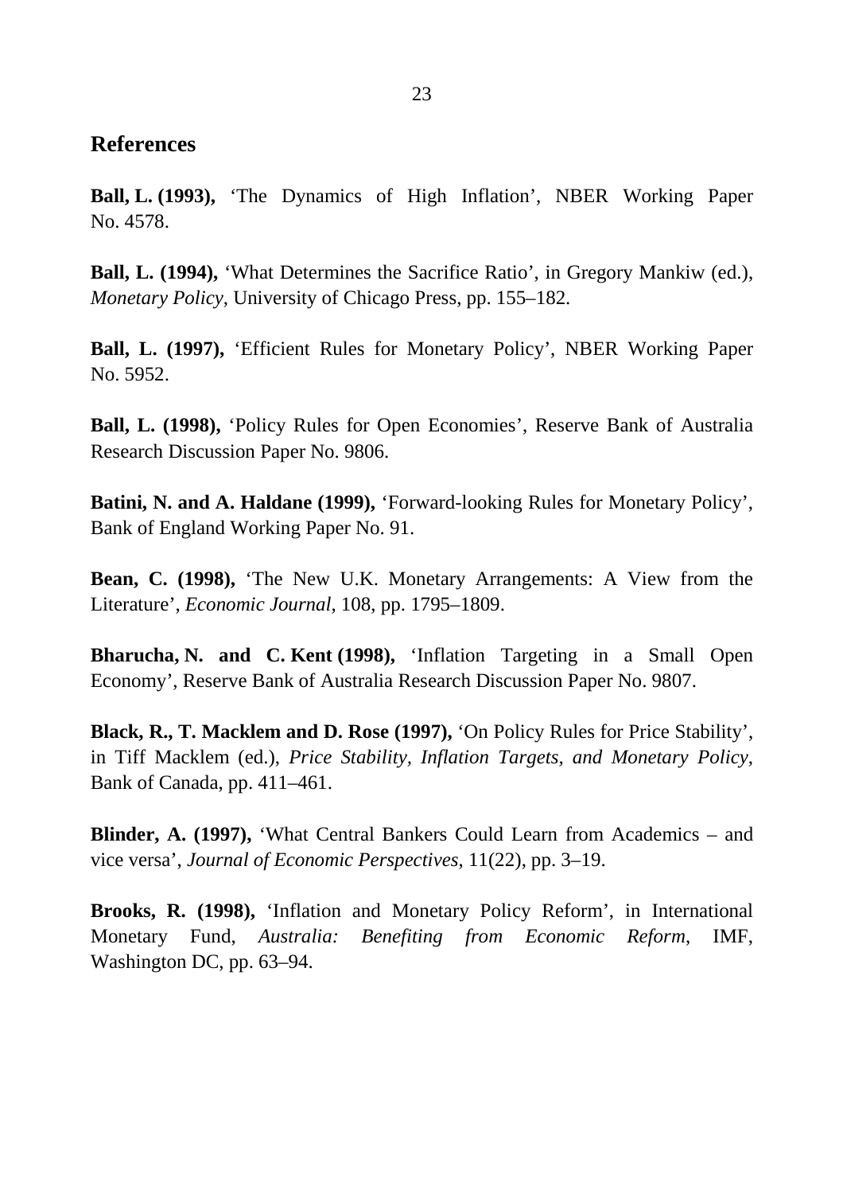## References

**Ball, L. (1993),** 'The Dynamics of High Inflation', NBER Working Paper No. 4578.

**Ball, L. (1994),** 'What Determines the Sacrifice Ratio', in Gregory Mankiw (ed.), *Monetary Policy*, University of Chicago Press, pp. 155–182.

**Ball, L. (1997),** 'Efficient Rules for Monetary Policy', NBER Working Paper No. 5952.

**Ball, L. (1998),** 'Policy Rules for Open Economies', Reserve Bank of Australia Research Discussion Paper No. 9806.

**Batini, N. and A. Haldane (1999),** 'Forward-looking Rules for Monetary Policy', Bank of England Working Paper No. 91.

**Bean, C. (1998),** 'The New U.K. Monetary Arrangements: A View from the Literature', *Economic Journal*, 108, pp. 1795–1809.

**Bharucha, N. and C. Kent (1998),** 'Inflation Targeting in a Small Open Economy', Reserve Bank of Australia Research Discussion Paper No. 9807.

**Black, R., T. Macklem and D. Rose (1997),** 'On Policy Rules for Price Stability', in Tiff Macklem (ed.), *Price Stability, Inflation Targets, and Monetary Policy*, Bank of Canada, pp. 411–461.

**Blinder, A. (1997),** 'What Central Bankers Could Learn from Academics – and vice versa', *Journal of Economic Perspectives*, 11(22), pp. 3–19.

**Brooks, R. (1998),** 'Inflation and Monetary Policy Reform', in International Monetary Fund, *Australia: Benefiting from Economic Reform*, IMF, Washington DC, pp. 63–94.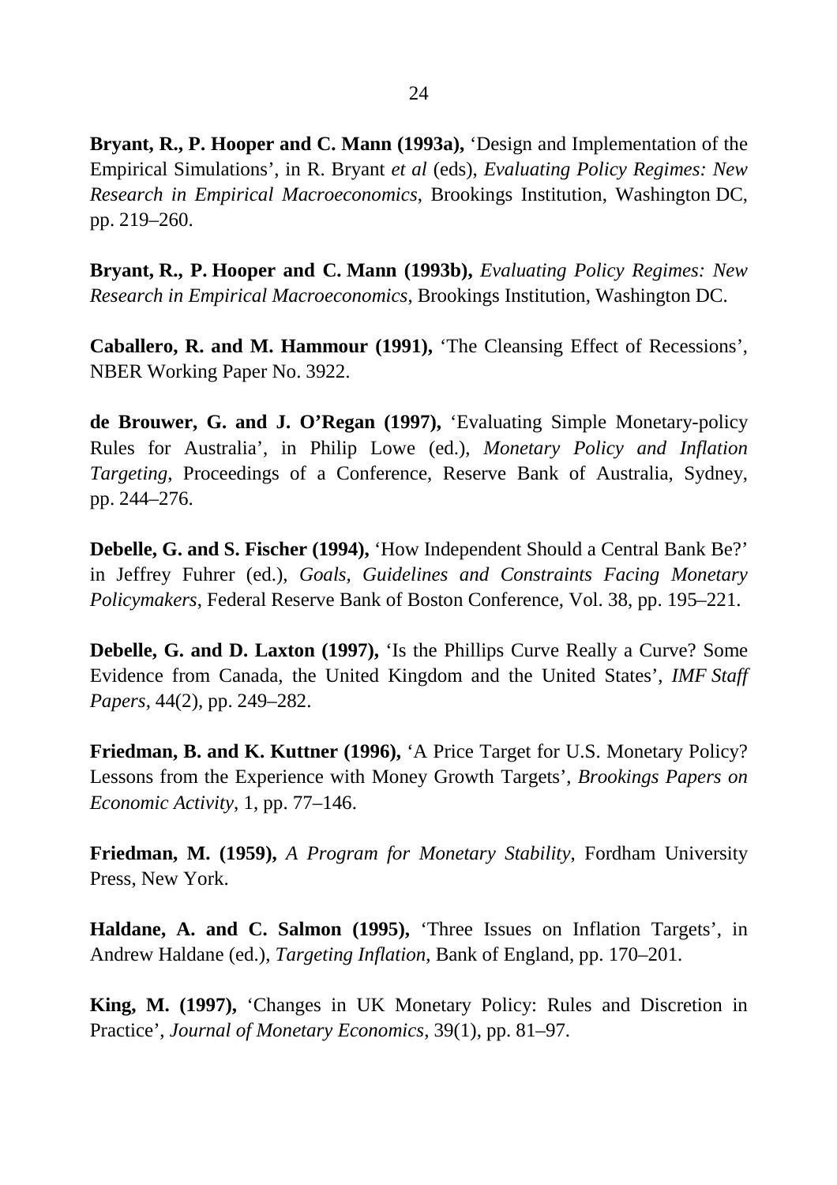**Bryant, R., P. Hooper and C. Mann (1993a),** 'Design and Implementation of the Empirical Simulations', in R. Bryant *et al* (eds), *Evaluating Policy Regimes: New Research in Empirical Macroeconomics*, Brookings Institution, Washington DC, pp. 219–260.

**Bryant, R., P. Hooper and C. Mann (1993b),** *Evaluating Policy Regimes: New Research in Empirical Macroeconomics*, Brookings Institution, Washington DC.

**Caballero, R. and M. Hammour (1991),** 'The Cleansing Effect of Recessions', NBER Working Paper No. 3922.

**de Brouwer, G. and J. O'Regan (1997),** 'Evaluating Simple Monetary-policy Rules for Australia', in Philip Lowe (ed.), *Monetary Policy and Inflation Targeting*, Proceedings of a Conference, Reserve Bank of Australia, Sydney, pp. 244–276.

**Debelle, G. and S. Fischer (1994),** 'How Independent Should a Central Bank Be?' in Jeffrey Fuhrer (ed.), *Goals, Guidelines and Constraints Facing Monetary Policymakers*, Federal Reserve Bank of Boston Conference, Vol. 38, pp. 195–221.

**Debelle, G. and D. Laxton (1997),** 'Is the Phillips Curve Really a Curve? Some Evidence from Canada, the United Kingdom and the United States', *IMF Staff Papers*, 44(2), pp. 249–282.

**Friedman, B. and K. Kuttner (1996),** 'A Price Target for U.S. Monetary Policy? Lessons from the Experience with Money Growth Targets', *Brookings Papers on Economic Activity*, 1, pp. 77–146.

**Friedman, M. (1959),** *A Program for Monetary Stability*, Fordham University Press, New York.

**Haldane, A. and C. Salmon (1995),** 'Three Issues on Inflation Targets', in Andrew Haldane (ed.), *Targeting Inflation*, Bank of England, pp. 170–201.

**King, M. (1997),** 'Changes in UK Monetary Policy: Rules and Discretion in Practice', *Journal of Monetary Economics*, 39(1), pp. 81–97.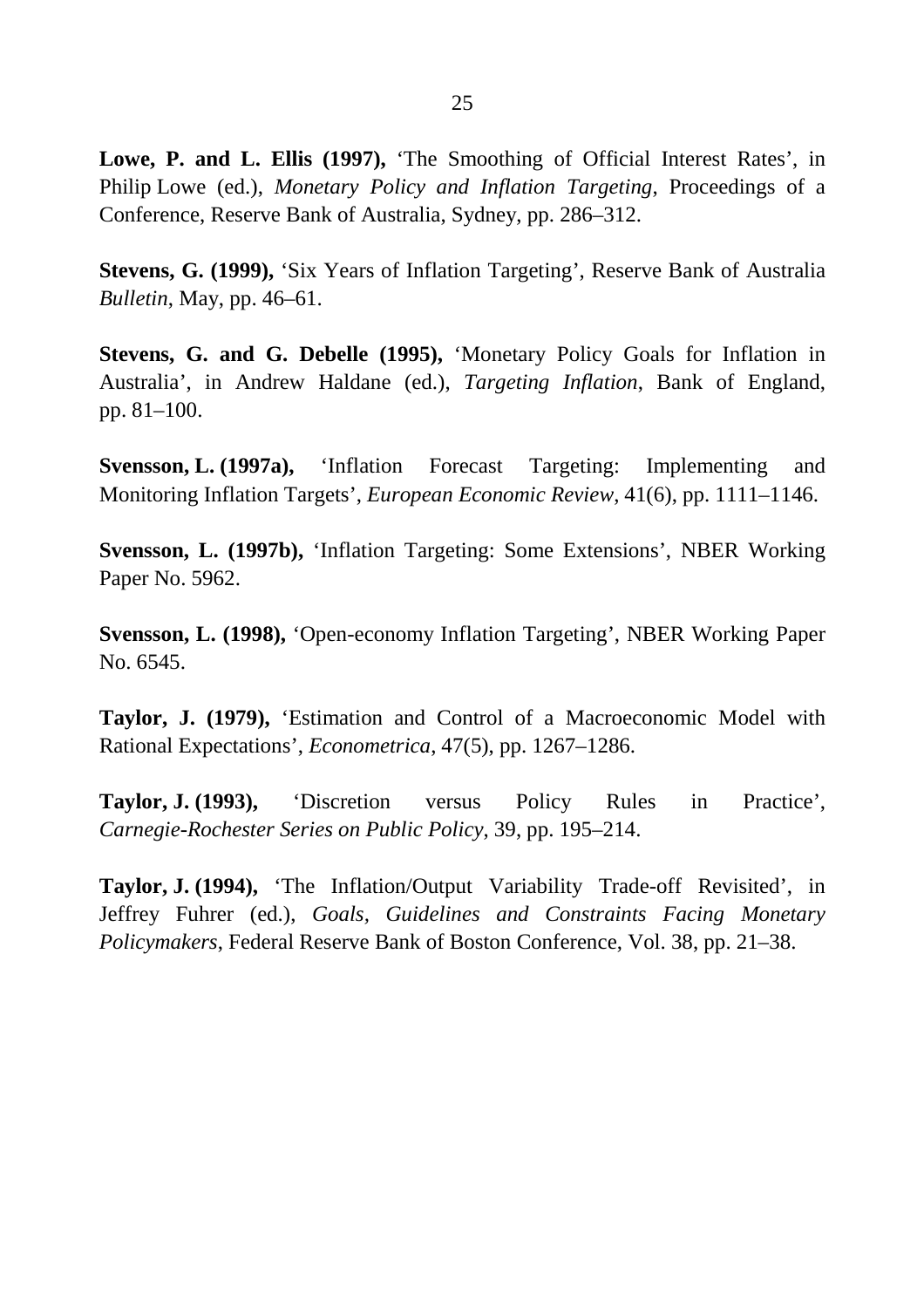**Lowe, P. and L. Ellis (1997),** 'The Smoothing of Official Interest Rates', in Philip Lowe (ed.), *Monetary Policy and Inflation Targeting*, Proceedings of a Conference, Reserve Bank of Australia, Sydney, pp. 286–312.

**Stevens, G. (1999),** 'Six Years of Inflation Targeting', Reserve Bank of Australia *Bulletin*, May, pp. 46–61.

**Stevens, G. and G. Debelle (1995),** 'Monetary Policy Goals for Inflation in Australia', in Andrew Haldane (ed.), *Targeting Inflation*, Bank of England, pp. 81–100.

**Svensson, L. (1997a),** 'Inflation Forecast Targeting: Implementing and Monitoring Inflation Targets', *European Economic Review*, 41(6), pp. 1111–1146.

**Svensson, L. (1997b),** 'Inflation Targeting: Some Extensions', NBER Working Paper No. 5962.

**Svensson, L. (1998),** 'Open-economy Inflation Targeting', NBER Working Paper No. 6545.

**Taylor, J. (1979),** 'Estimation and Control of a Macroeconomic Model with Rational Expectations', *Econometrica*, 47(5), pp. 1267–1286.

**Taylor, J. (1993),** 'Discretion versus Policy Rules in Practice', *Carnegie-Rochester Series on Public Policy*, 39, pp. 195–214.

**Taylor, J. (1994),** 'The Inflation/Output Variability Trade-off Revisited', in Jeffrey Fuhrer (ed.), *Goals, Guidelines and Constraints Facing Monetary Policymakers*, Federal Reserve Bank of Boston Conference, Vol. 38, pp. 21–38.